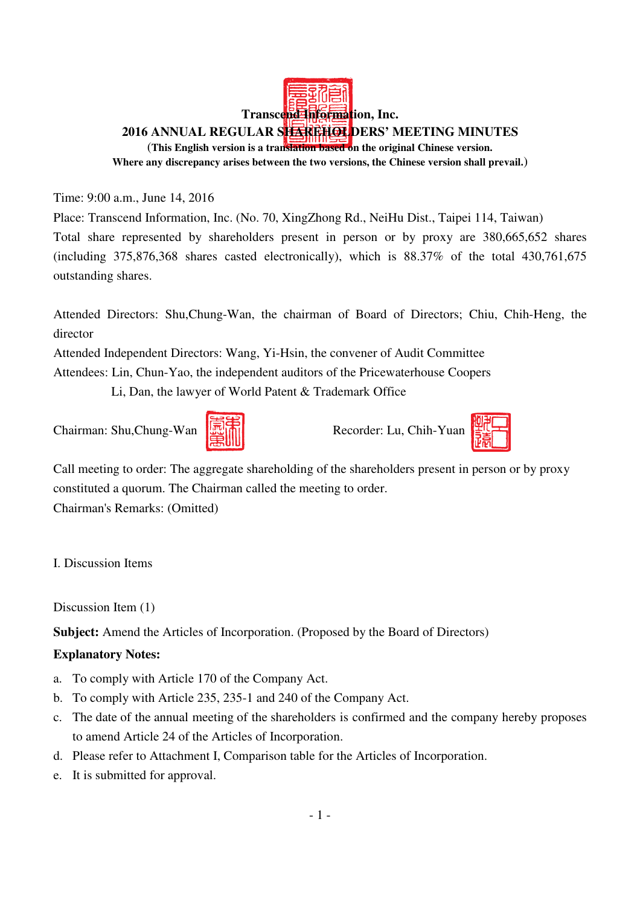**Transcend Information, Inc.**

**2016 ANNUAL REGULAR SHAREHOLDERS' MEETING MINUTES**

**(This English version is a translation based on the original Chinese version. Where any discrepancy arises between the two versions, the Chinese version shall prevail.)**

Time: 9:00 a.m., June 14, 2016

Place: Transcend Information, Inc. (No. 70, XingZhong Rd., NeiHu Dist., Taipei 114, Taiwan)

Total share represented by shareholders present in person or by proxy are 380,665,652 shares (including 375,876,368 shares casted electronically), which is 88.37% of the total 430,761,675 outstanding shares.

Attended Directors: Shu,Chung-Wan, the chairman of Board of Directors; Chiu, Chih-Heng, the director

Attended Independent Directors: Wang, Yi-Hsin, the convener of Audit Committee

Attendees: Lin, Chun-Yao, the independent auditors of the Pricewaterhouse Coopers

Li, Dan, the lawyer of World Patent & Trademark Office

Chairman: Shu,Chung-Wan　　　　Recorder: Lu, Chih-Yuan

Call meeting to order: The aggregate shareholding of the shareholders present in person or by proxy constituted a quorum. The Chairman called the meeting to order.

Chairman's Remarks: (Omitted)

I. Discussion Items

Discussion Item (1)

**Subject:** Amend the Articles of Incorporation. (Proposed by the Board of Directors)

**Explanatory Notes:**

a. To comply with Article 170 of the Company Act.
b. To comply with Article 235, 235-1 and 240 of the Company Act.
c. The date of the annual meeting of the shareholders is confirmed and the company hereby proposes to amend Article 24 of the Articles of Incorporation.
d. Please refer to Attachment I, Comparison table for the Articles of Incorporation.
e. It is submitted for approval.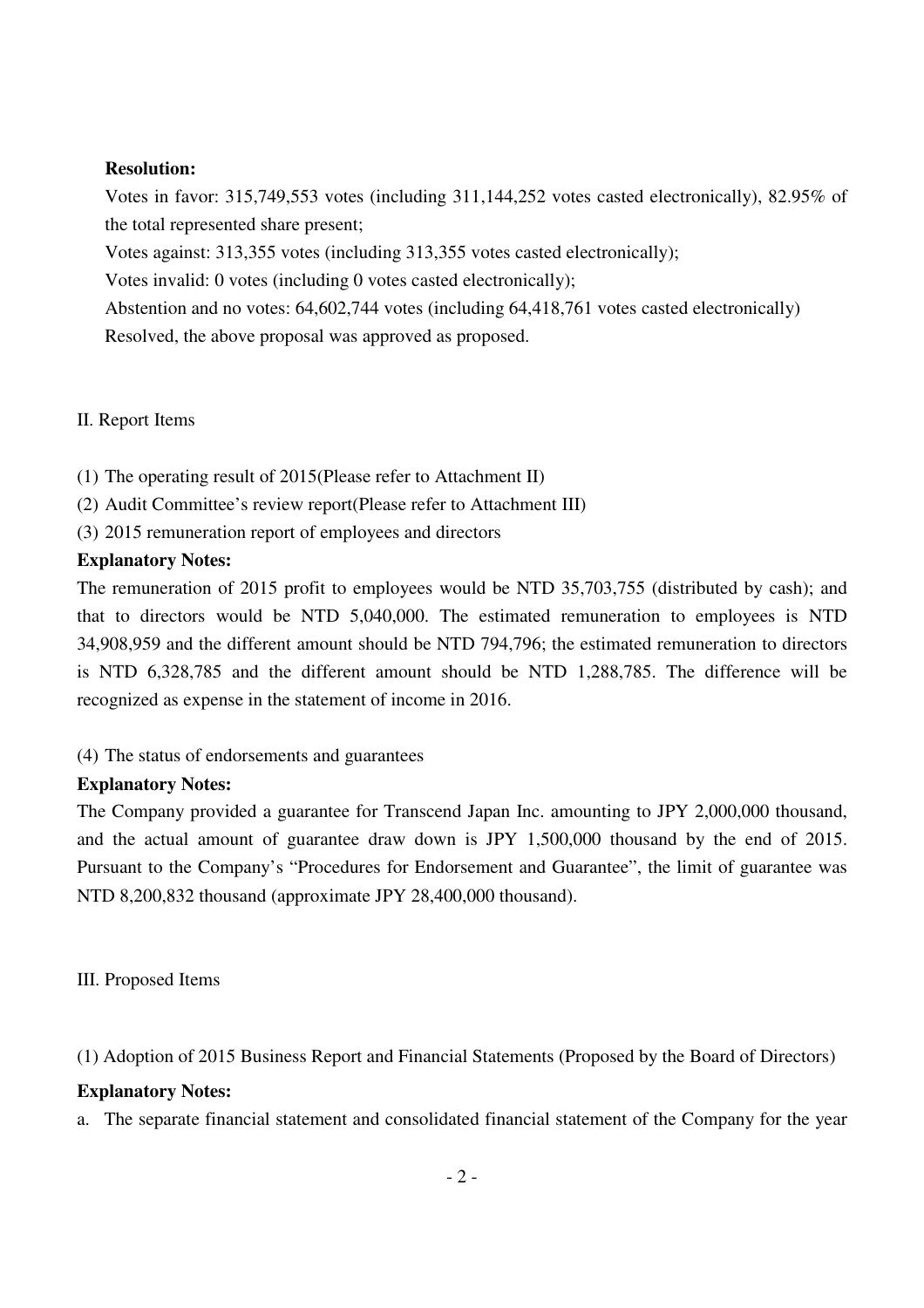**Resolution:**

Votes in favor: 315,749,553 votes (including 311,144,252 votes casted electronically), 82.95% of the total represented share present;

Votes against: 313,355 votes (including 313,355 votes casted electronically);

Votes invalid: 0 votes (including 0 votes casted electronically);

Abstention and no votes: 64,602,744 votes (including 64,418,761 votes casted electronically)

Resolved, the above proposal was approved as proposed.

II. Report Items

(1) The operating result of 2015(Please refer to Attachment II)

(2) Audit Committee's review report(Please refer to Attachment III)

(3) 2015 remuneration report of employees and directors

**Explanatory Notes:**

The remuneration of 2015 profit to employees would be NTD 35,703,755 (distributed by cash); and that to directors would be NTD 5,040,000. The estimated remuneration to employees is NTD 34,908,959 and the different amount should be NTD 794,796; the estimated remuneration to directors is NTD 6,328,785 and the different amount should be NTD 1,288,785. The difference will be recognized as expense in the statement of income in 2016.

(4) The status of endorsements and guarantees

**Explanatory Notes:**

The Company provided a guarantee for Transcend Japan Inc. amounting to JPY 2,000,000 thousand, and the actual amount of guarantee draw down is JPY 1,500,000 thousand by the end of 2015. Pursuant to the Company's "Procedures for Endorsement and Guarantee", the limit of guarantee was NTD 8,200,832 thousand (approximate JPY 28,400,000 thousand).

III. Proposed Items

(1) Adoption of 2015 Business Report and Financial Statements (Proposed by the Board of Directors)

**Explanatory Notes:**

a. The separate financial statement and consolidated financial statement of the Company for the year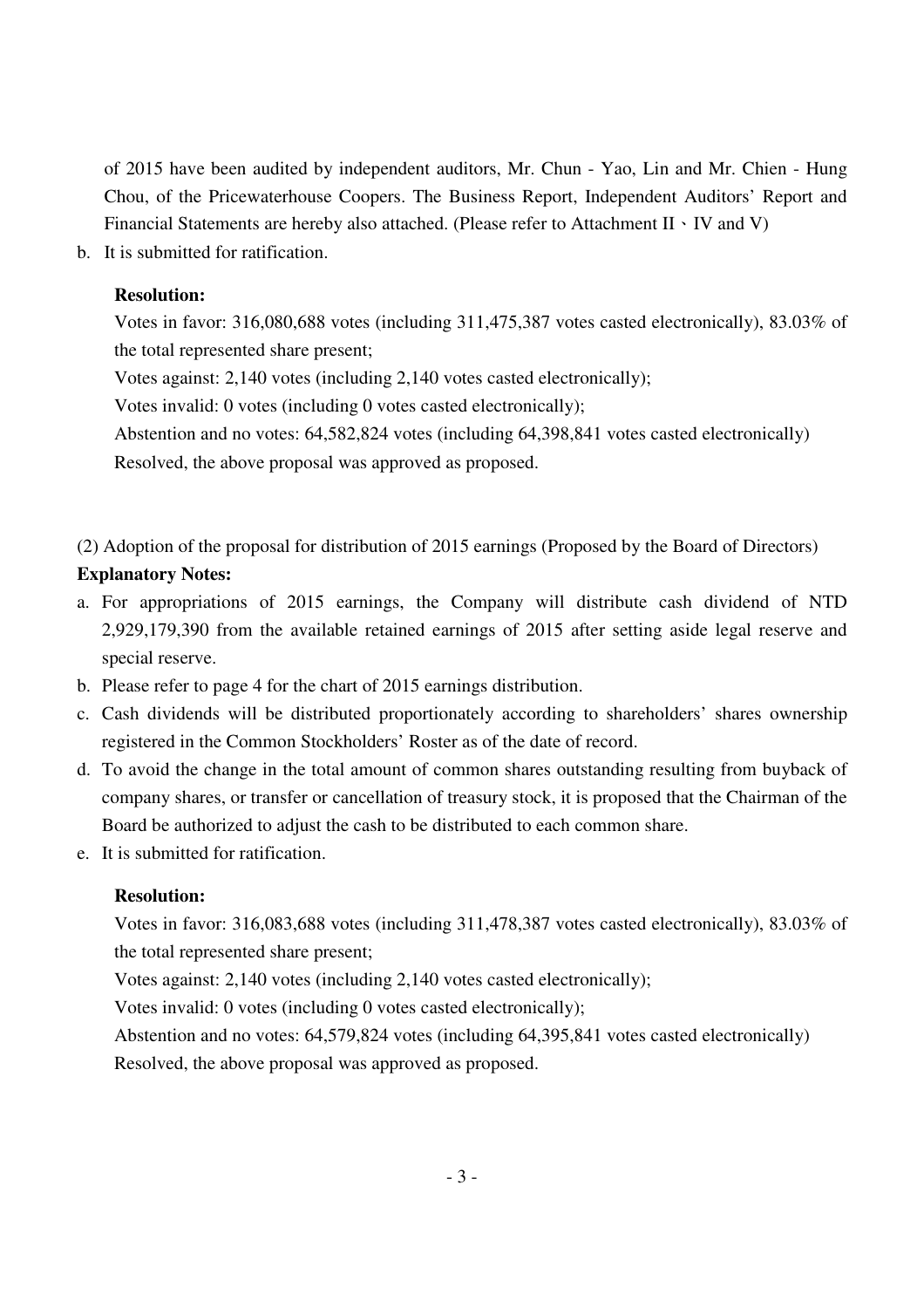of 2015 have been audited by independent auditors, Mr. Chun - Yao, Lin and Mr. Chien - Hung Chou, of the Pricewaterhouse Coopers. The Business Report, Independent Auditors' Report and Financial Statements are hereby also attached. (Please refer to Attachment II、IV and V)

b. It is submitted for ratification.

**Resolution:**

Votes in favor: 316,080,688 votes (including 311,475,387 votes casted electronically), 83.03% of the total represented share present;

Votes against: 2,140 votes (including 2,140 votes casted electronically);

Votes invalid: 0 votes (including 0 votes casted electronically);

Abstention and no votes: 64,582,824 votes (including 64,398,841 votes casted electronically)

Resolved, the above proposal was approved as proposed.

(2) Adoption of the proposal for distribution of 2015 earnings (Proposed by the Board of Directors)

**Explanatory Notes:**

a. For appropriations of 2015 earnings, the Company will distribute cash dividend of NTD 2,929,179,390 from the available retained earnings of 2015 after setting aside legal reserve and special reserve.
b. Please refer to page 4 for the chart of 2015 earnings distribution.
c. Cash dividends will be distributed proportionately according to shareholders' shares ownership registered in the Common Stockholders' Roster as of the date of record.
d. To avoid the change in the total amount of common shares outstanding resulting from buyback of company shares, or transfer or cancellation of treasury stock, it is proposed that the Chairman of the Board be authorized to adjust the cash to be distributed to each common share.
e. It is submitted for ratification.

**Resolution:**

Votes in favor: 316,083,688 votes (including 311,478,387 votes casted electronically), 83.03% of the total represented share present;

Votes against: 2,140 votes (including 2,140 votes casted electronically);

Votes invalid: 0 votes (including 0 votes casted electronically);

Abstention and no votes: 64,579,824 votes (including 64,395,841 votes casted electronically)

Resolved, the above proposal was approved as proposed.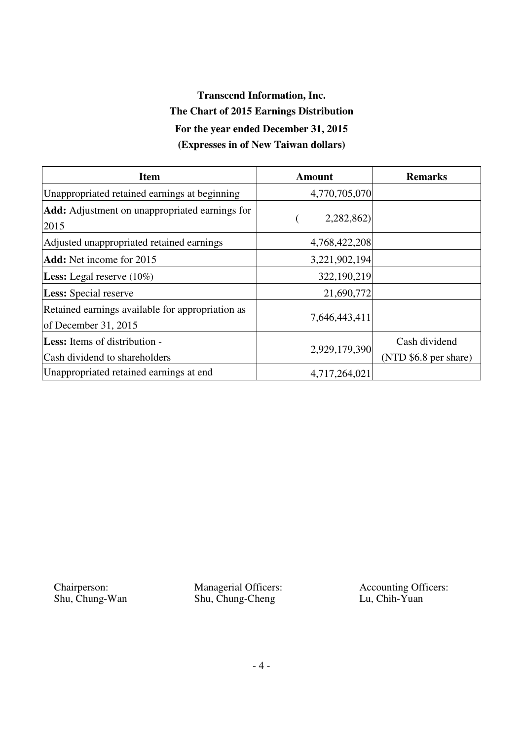**Transcend Information, Inc.**

**The Chart of 2015 Earnings Distribution**

**For the year ended December 31, 2015**

**(Expresses in of New Taiwan dollars)**

| Item | Amount | Remarks |
|---|---|---|
| Unappropriated retained earnings at beginning | 4,770,705,070 | |
| **Add:** Adjustment on unappropriated earnings for 2015 | ( 2,282,862) | |
| Adjusted unappropriated retained earnings | 4,768,422,208 | |
| **Add:** Net income for 2015 | 3,221,902,194 | |
| **Less:** Legal reserve (10%) | 322,190,219 | |
| **Less:** Special reserve | 21,690,772 | |
| Retained earnings available for appropriation as of December 31, 2015 | 7,646,443,411 | |
| **Less:** Items of distribution - Cash dividend to shareholders | 2,929,179,390 | Cash dividend (NTD $6.8 per share) |
| Unappropriated retained earnings at end | 4,717,264,021 | |

Chairperson: Shu, Chung-Wan　　Managerial Officers: Shu, Chung-Cheng　　Accounting Officers: Lu, Chih-Yuan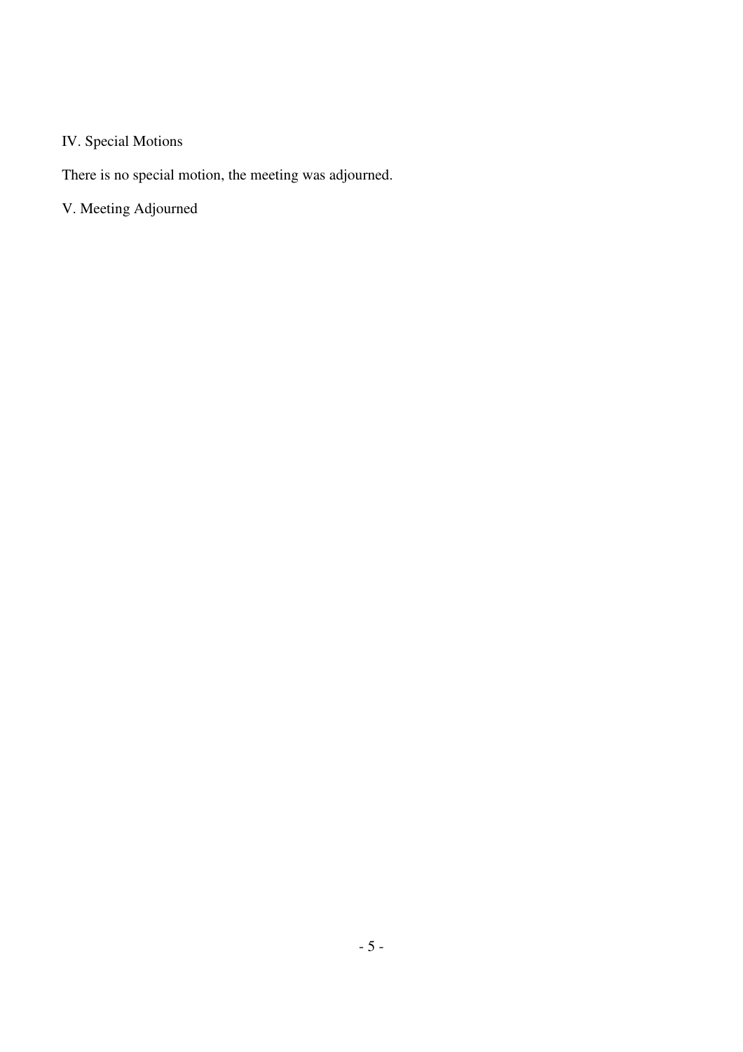## IV. Special Motions

There is no special motion, the meeting was adjourned.

## V. Meeting Adjourned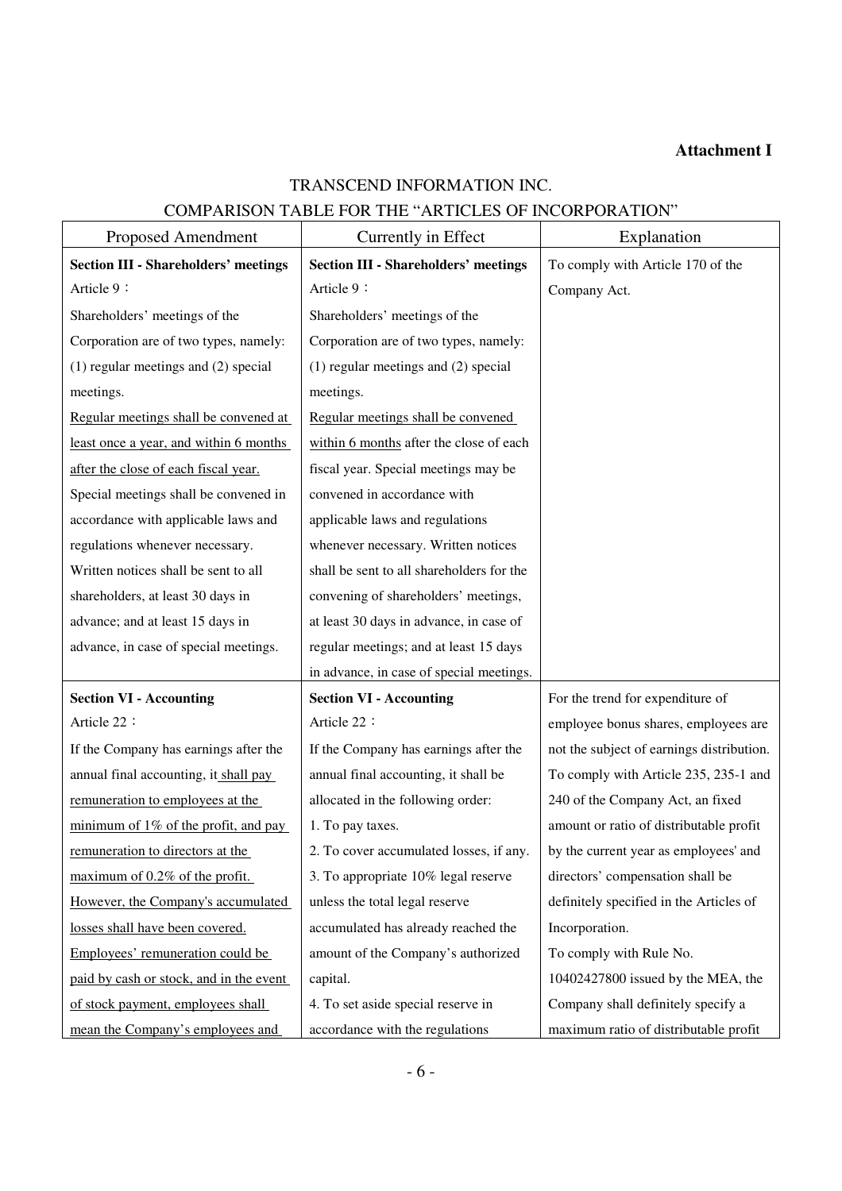**Attachment I**

TRANSCEND INFORMATION INC.

COMPARISON TABLE FOR THE "ARTICLES OF INCORPORATION"

| Proposed Amendment | Currently in Effect | Explanation |
|---|---|---|
| **Section III - Shareholders' meetings**<br>Article 9：<br>Shareholders' meetings of the Corporation are of two types, namely: (1) regular meetings and (2) special meetings.<br><u>Regular meetings shall be convened at least once a year, and within 6 months after the close of each fiscal year.</u> Special meetings shall be convened in accordance with applicable laws and regulations whenever necessary. Written notices shall be sent to all shareholders, at least 30 days in advance; and at least 15 days in advance, in case of special meetings. | **Section III - Shareholders' meetings**<br>Article 9：<br>Shareholders' meetings of the Corporation are of two types, namely: (1) regular meetings and (2) special meetings.<br><u>Regular meetings shall be convened within 6 months</u> after the close of each fiscal year. Special meetings may be convened in accordance with applicable laws and regulations whenever necessary. Written notices shall be sent to all shareholders for the convening of shareholders' meetings, at least 30 days in advance, in case of regular meetings; and at least 15 days in advance, in case of special meetings. | To comply with Article 170 of the Company Act. |
| **Section VI - Accounting**<br>Article 22：<br>If the Company has earnings after the annual final accounting, it <u>shall pay remuneration to employees at the minimum of 1% of the profit, and pay remuneration to directors at the maximum of 0.2% of the profit. However, the Company's accumulated losses shall have been covered.</u><br><u>Employees' remuneration could be paid by cash or stock, and in the event of stock payment, employees shall mean the Company's employees and</u> | **Section VI - Accounting**<br>Article 22：<br>If the Company has earnings after the annual final accounting, it shall be allocated in the following order:<br>1. To pay taxes.<br>2. To cover accumulated losses, if any.<br>3. To appropriate 10% legal reserve unless the total legal reserve accumulated has already reached the amount of the Company's authorized capital.<br>4. To set aside special reserve in accordance with the regulations | For the trend for expenditure of employee bonus shares, employees are not the subject of earnings distribution. To comply with Article 235, 235-1 and 240 of the Company Act, an fixed amount or ratio of distributable profit by the current year as employees' and directors' compensation shall be definitely specified in the Articles of Incorporation.<br>To comply with Rule No. 10402427800 issued by the MEA, the Company shall definitely specify a maximum ratio of distributable profit |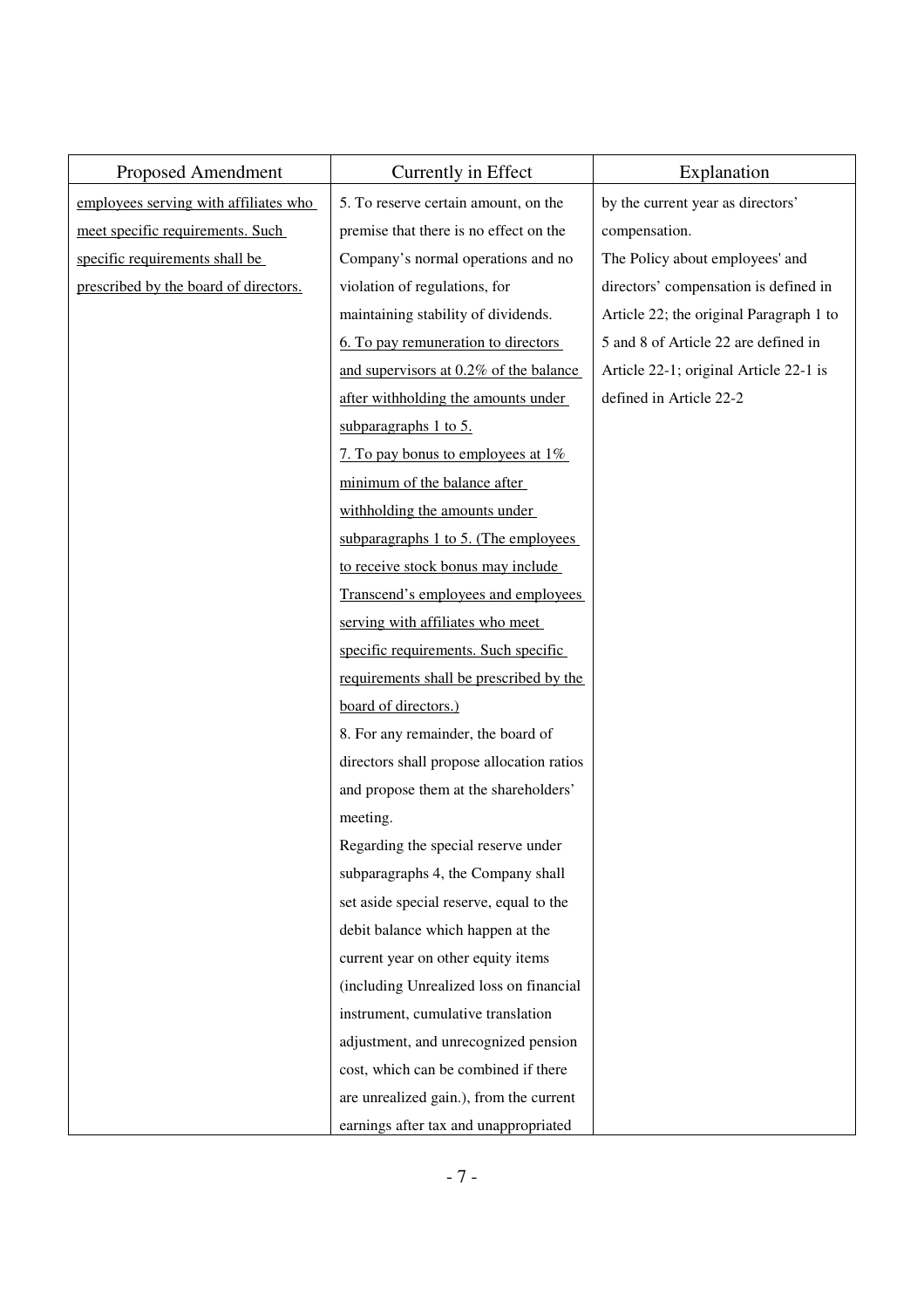| Proposed Amendment | Currently in Effect | Explanation |
|---|---|---|
| employees serving with affiliates who meet specific requirements. Such specific requirements shall be prescribed by the board of directors. | 5. To reserve certain amount, on the premise that there is no effect on the Company's normal operations and no violation of regulations, for maintaining stability of dividends.<br>6. To pay remuneration to directors and supervisors at 0.2% of the balance after withholding the amounts under subparagraphs 1 to 5.<br>7. To pay bonus to employees at 1% minimum of the balance after withholding the amounts under subparagraphs 1 to 5. (The employees to receive stock bonus may include Transcend's employees and employees serving with affiliates who meet specific requirements. Such specific requirements shall be prescribed by the board of directors.)<br>8. For any remainder, the board of directors shall propose allocation ratios and propose them at the shareholders' meeting.<br>Regarding the special reserve under subparagraphs 4, the Company shall set aside special reserve, equal to the debit balance which happen at the current year on other equity items (including Unrealized loss on financial instrument, cumulative translation adjustment, and unrecognized pension cost, which can be combined if there are unrealized gain.), from the current earnings after tax and unappropriated | by the current year as directors' compensation.<br>The Policy about employees' and directors' compensation is defined in Article 22; the original Paragraph 1 to 5 and 8 of Article 22 are defined in Article 22-1; original Article 22-1 is defined in Article 22-2 |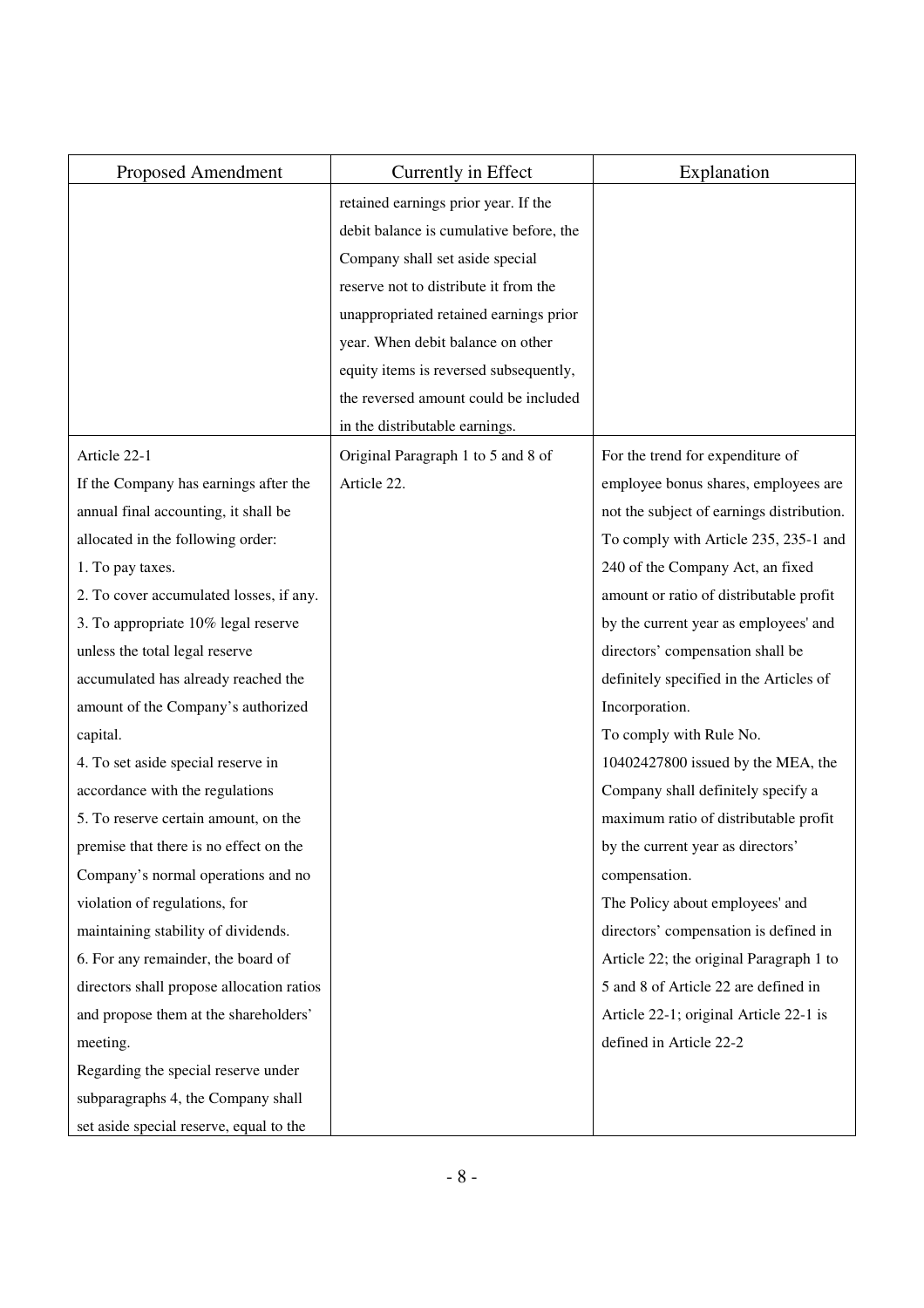| Proposed Amendment | Currently in Effect | Explanation |
|---|---|---|
| | retained earnings prior year. If the debit balance is cumulative before, the Company shall set aside special reserve not to distribute it from the unappropriated retained earnings prior year. When debit balance on other equity items is reversed subsequently, the reversed amount could be included in the distributable earnings. | |
| Article 22-1<br>If the Company has earnings after the annual final accounting, it shall be allocated in the following order:<br>1. To pay taxes.<br>2. To cover accumulated losses, if any.<br>3. To appropriate 10% legal reserve unless the total legal reserve accumulated has already reached the amount of the Company's authorized capital.<br>4. To set aside special reserve in accordance with the regulations<br>5. To reserve certain amount, on the premise that there is no effect on the Company's normal operations and no violation of regulations, for maintaining stability of dividends.<br>6. For any remainder, the board of directors shall propose allocation ratios and propose them at the shareholders' meeting.<br>Regarding the special reserve under subparagraphs 4, the Company shall set aside special reserve, equal to the | Original Paragraph 1 to 5 and 8 of Article 22. | For the trend for expenditure of employee bonus shares, employees are not the subject of earnings distribution. To comply with Article 235, 235-1 and 240 of the Company Act, an fixed amount or ratio of distributable profit by the current year as employees' and directors' compensation shall be definitely specified in the Articles of Incorporation.<br>To comply with Rule No. 10402427800 issued by the MEA, the Company shall definitely specify a maximum ratio of distributable profit by the current year as directors' compensation.<br>The Policy about employees' and directors' compensation is defined in Article 22; the original Paragraph 1 to 5 and 8 of Article 22 are defined in Article 22-1; original Article 22-1 is defined in Article 22-2 |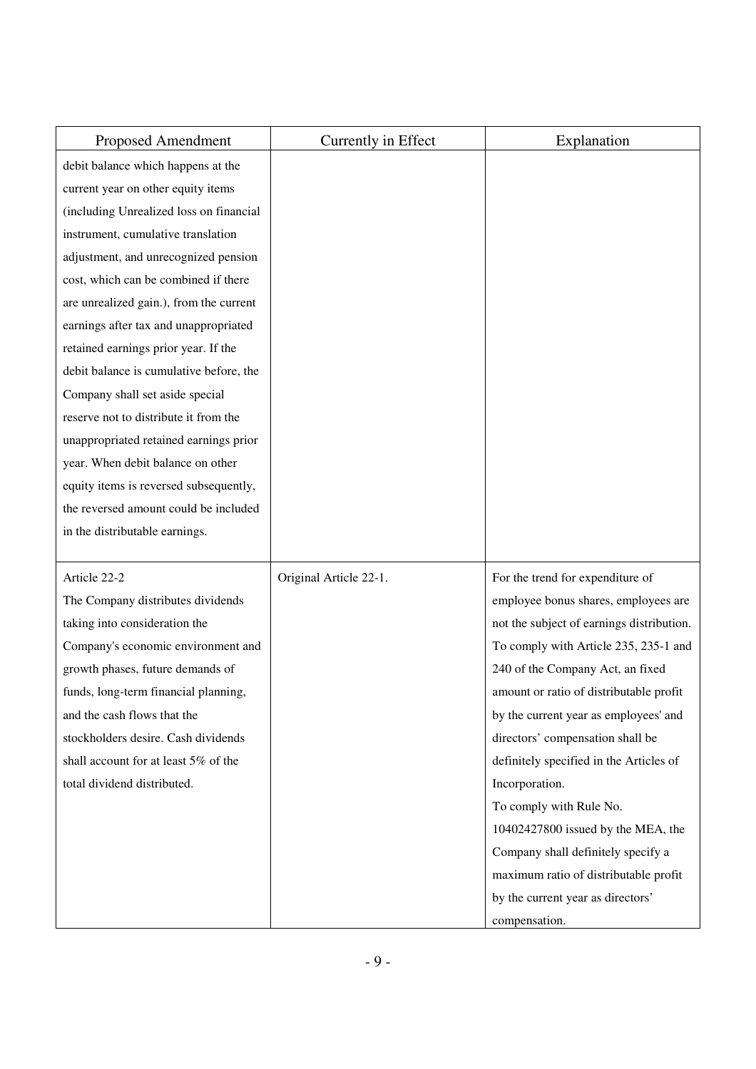| Proposed Amendment | Currently in Effect | Explanation |
|---|---|---|
| debit balance which happens at the current year on other equity items (including Unrealized loss on financial instrument, cumulative translation adjustment, and unrecognized pension cost, which can be combined if there are unrealized gain.), from the current earnings after tax and unappropriated retained earnings prior year. If the debit balance is cumulative before, the Company shall set aside special reserve not to distribute it from the unappropriated retained earnings prior year. When debit balance on other equity items is reversed subsequently, the reversed amount could be included in the distributable earnings. | | |
| Article 22-2<br>The Company distributes dividends taking into consideration the Company's economic environment and growth phases, future demands of funds, long-term financial planning, and the cash flows that the stockholders desire. Cash dividends shall account for at least 5% of the total dividend distributed. | Original Article 22-1. | For the trend for expenditure of employee bonus shares, employees are not the subject of earnings distribution. To comply with Article 235, 235-1 and 240 of the Company Act, an fixed amount or ratio of distributable profit by the current year as employees' and directors' compensation shall be definitely specified in the Articles of Incorporation.<br>To comply with Rule No. 10402427800 issued by the MEA, the Company shall definitely specify a maximum ratio of distributable profit by the current year as directors' compensation. |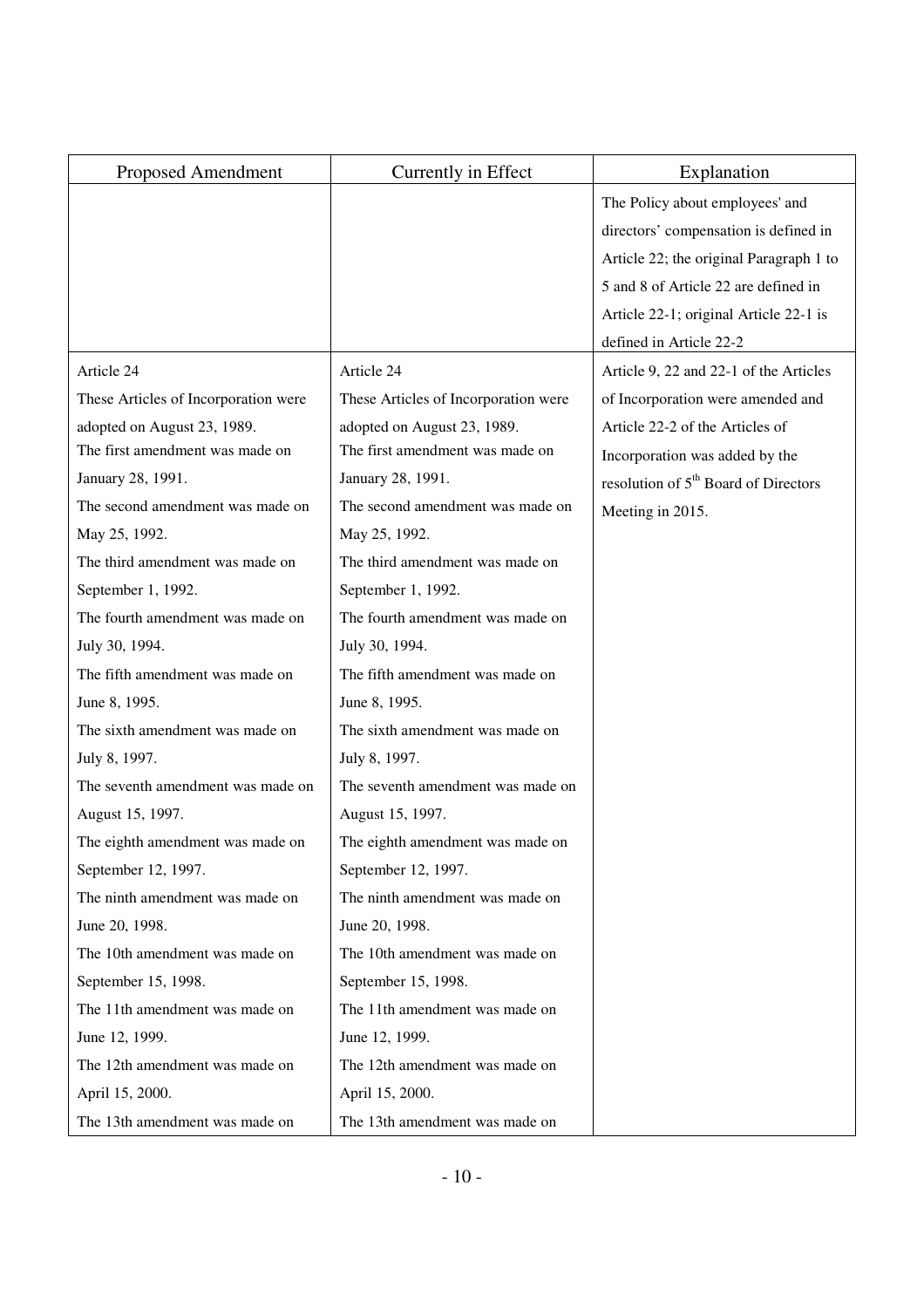| Proposed Amendment | Currently in Effect | Explanation |
|---|---|---|
| | | The Policy about employees' and directors' compensation is defined in Article 22; the original Paragraph 1 to 5 and 8 of Article 22 are defined in Article 22-1; original Article 22-1 is defined in Article 22-2 |
| Article 24<br>These Articles of Incorporation were adopted on August 23, 1989.<br>The first amendment was made on January 28, 1991.<br>The second amendment was made on May 25, 1992.<br>The third amendment was made on September 1, 1992.<br>The fourth amendment was made on July 30, 1994.<br>The fifth amendment was made on June 8, 1995.<br>The sixth amendment was made on July 8, 1997.<br>The seventh amendment was made on August 15, 1997.<br>The eighth amendment was made on September 12, 1997.<br>The ninth amendment was made on June 20, 1998.<br>The 10th amendment was made on September 15, 1998.<br>The 11th amendment was made on June 12, 1999.<br>The 12th amendment was made on April 15, 2000.<br>The 13th amendment was made on | Article 24<br>These Articles of Incorporation were adopted on August 23, 1989.<br>The first amendment was made on January 28, 1991.<br>The second amendment was made on May 25, 1992.<br>The third amendment was made on September 1, 1992.<br>The fourth amendment was made on July 30, 1994.<br>The fifth amendment was made on June 8, 1995.<br>The sixth amendment was made on July 8, 1997.<br>The seventh amendment was made on August 15, 1997.<br>The eighth amendment was made on September 12, 1997.<br>The ninth amendment was made on June 20, 1998.<br>The 10th amendment was made on September 15, 1998.<br>The 11th amendment was made on June 12, 1999.<br>The 12th amendment was made on April 15, 2000.<br>The 13th amendment was made on | Article 9, 22 and 22-1 of the Articles of Incorporation were amended and Article 22-2 of the Articles of Incorporation was added by the resolution of 5th Board of Directors Meeting in 2015. |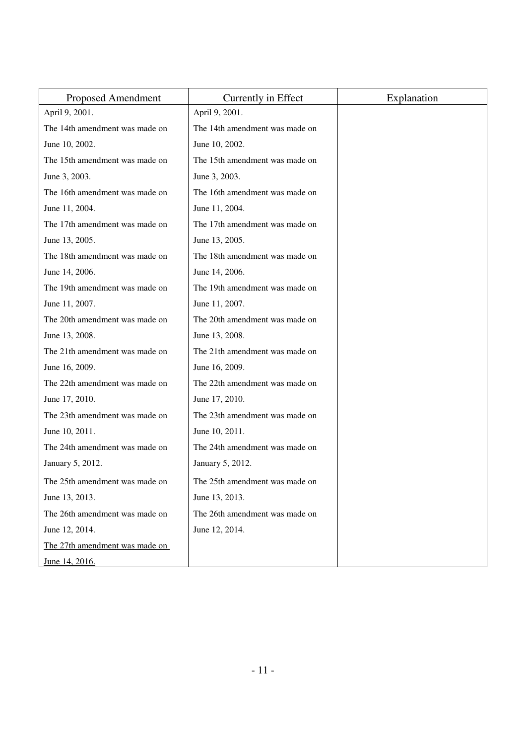| Proposed Amendment | Currently in Effect | Explanation |
| --- | --- | --- |
| April 9, 2001.<br>The 14th amendment was made on June 10, 2002.<br>The 15th amendment was made on June 3, 2003.<br>The 16th amendment was made on June 11, 2004.<br>The 17th amendment was made on June 13, 2005.<br>The 18th amendment was made on June 14, 2006.<br>The 19th amendment was made on June 11, 2007.<br>The 20th amendment was made on June 13, 2008.<br>The 21th amendment was made on June 16, 2009.<br>The 22th amendment was made on June 17, 2010.<br>The 23th amendment was made on June 10, 2011.<br>The 24th amendment was made on January 5, 2012.<br>The 25th amendment was made on June 13, 2013.<br>The 26th amendment was made on June 12, 2014.<br><u>The 27th amendment was made on June 14, 2016.</u> | April 9, 2001.<br>The 14th amendment was made on June 10, 2002.<br>The 15th amendment was made on June 3, 2003.<br>The 16th amendment was made on June 11, 2004.<br>The 17th amendment was made on June 13, 2005.<br>The 18th amendment was made on June 14, 2006.<br>The 19th amendment was made on June 11, 2007.<br>The 20th amendment was made on June 13, 2008.<br>The 21th amendment was made on June 16, 2009.<br>The 22th amendment was made on June 17, 2010.<br>The 23th amendment was made on June 10, 2011.<br>The 24th amendment was made on January 5, 2012.<br>The 25th amendment was made on June 13, 2013.<br>The 26th amendment was made on June 12, 2014. | |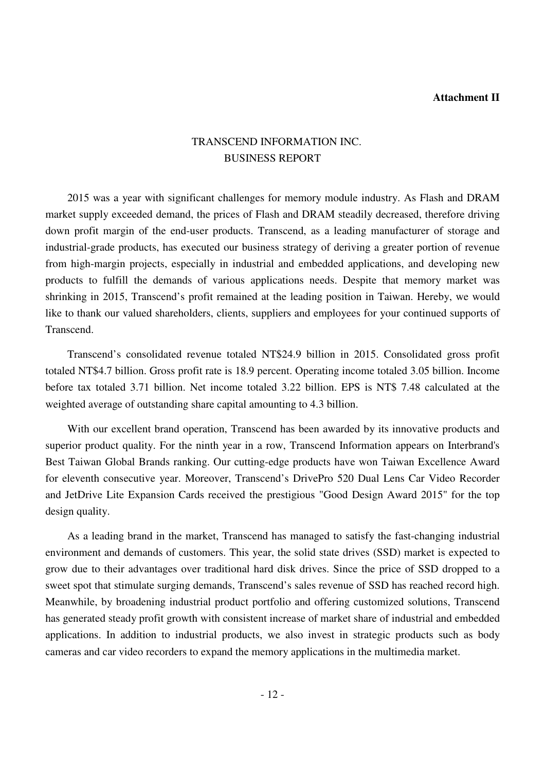**Attachment II**

# TRANSCEND INFORMATION INC.
## BUSINESS REPORT

2015 was a year with significant challenges for memory module industry. As Flash and DRAM market supply exceeded demand, the prices of Flash and DRAM steadily decreased, therefore driving down profit margin of the end-user products. Transcend, as a leading manufacturer of storage and industrial-grade products, has executed our business strategy of deriving a greater portion of revenue from high-margin projects, especially in industrial and embedded applications, and developing new products to fulfill the demands of various applications needs. Despite that memory market was shrinking in 2015, Transcend's profit remained at the leading position in Taiwan. Hereby, we would like to thank our valued shareholders, clients, suppliers and employees for your continued supports of Transcend.

Transcend's consolidated revenue totaled NT$24.9 billion in 2015. Consolidated gross profit totaled NT$4.7 billion. Gross profit rate is 18.9 percent. Operating income totaled 3.05 billion. Income before tax totaled 3.71 billion. Net income totaled 3.22 billion. EPS is NT$ 7.48 calculated at the weighted average of outstanding share capital amounting to 4.3 billion.

With our excellent brand operation, Transcend has been awarded by its innovative products and superior product quality. For the ninth year in a row, Transcend Information appears on Interbrand's Best Taiwan Global Brands ranking. Our cutting-edge products have won Taiwan Excellence Award for eleventh consecutive year. Moreover, Transcend's DrivePro 520 Dual Lens Car Video Recorder and JetDrive Lite Expansion Cards received the prestigious "Good Design Award 2015" for the top design quality.

As a leading brand in the market, Transcend has managed to satisfy the fast-changing industrial environment and demands of customers. This year, the solid state drives (SSD) market is expected to grow due to their advantages over traditional hard disk drives. Since the price of SSD dropped to a sweet spot that stimulate surging demands, Transcend's sales revenue of SSD has reached record high. Meanwhile, by broadening industrial product portfolio and offering customized solutions, Transcend has generated steady profit growth with consistent increase of market share of industrial and embedded applications. In addition to industrial products, we also invest in strategic products such as body cameras and car video recorders to expand the memory applications in the multimedia market.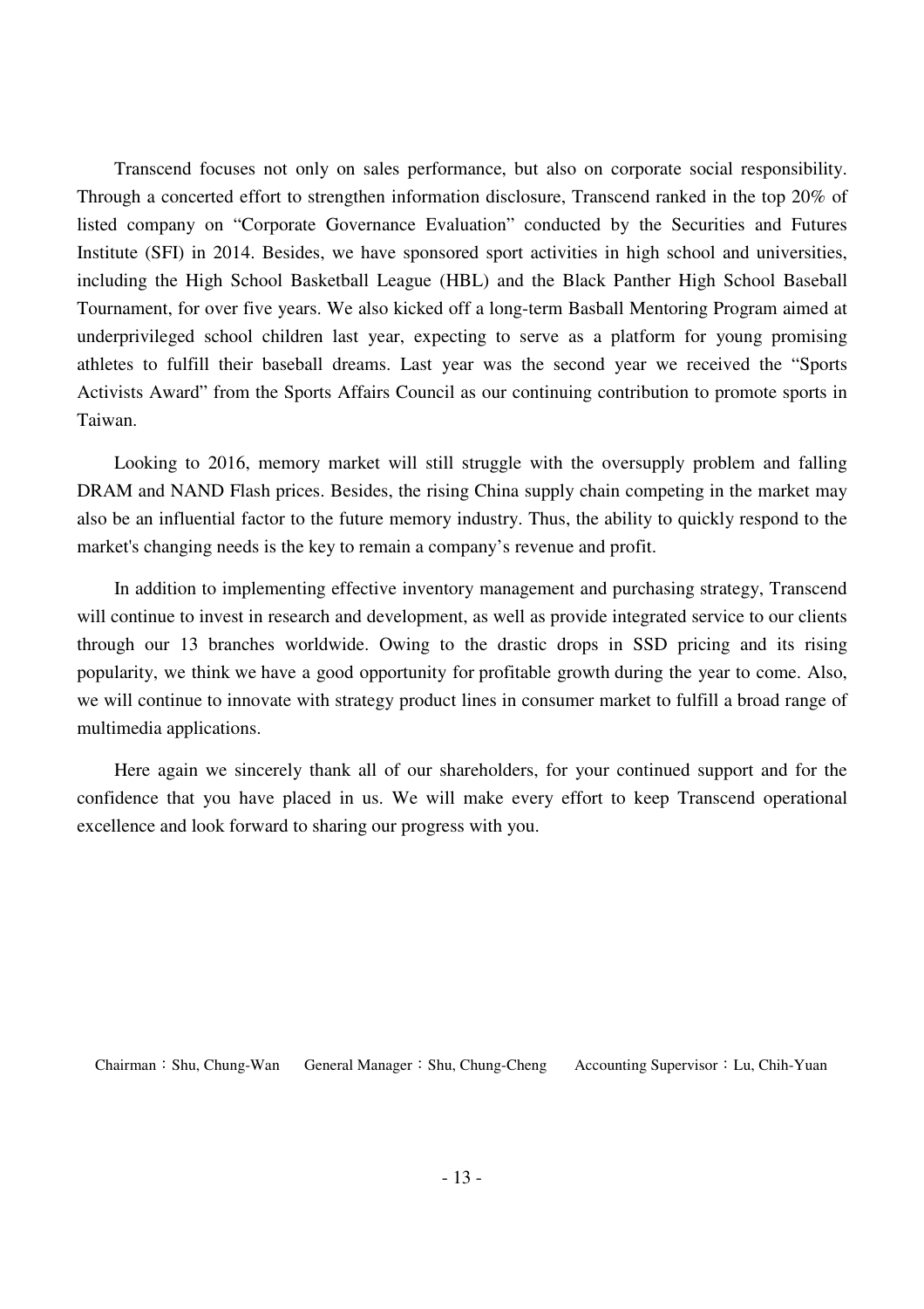Transcend focuses not only on sales performance, but also on corporate social responsibility. Through a concerted effort to strengthen information disclosure, Transcend ranked in the top 20% of listed company on "Corporate Governance Evaluation" conducted by the Securities and Futures Institute (SFI) in 2014. Besides, we have sponsored sport activities in high school and universities, including the High School Basketball League (HBL) and the Black Panther High School Baseball Tournament, for over five years. We also kicked off a long-term Basball Mentoring Program aimed at underprivileged school children last year, expecting to serve as a platform for young promising athletes to fulfill their baseball dreams. Last year was the second year we received the "Sports Activists Award" from the Sports Affairs Council as our continuing contribution to promote sports in Taiwan.

Looking to 2016, memory market will still struggle with the oversupply problem and falling DRAM and NAND Flash prices. Besides, the rising China supply chain competing in the market may also be an influential factor to the future memory industry. Thus, the ability to quickly respond to the market's changing needs is the key to remain a company's revenue and profit.

In addition to implementing effective inventory management and purchasing strategy, Transcend will continue to invest in research and development, as well as provide integrated service to our clients through our 13 branches worldwide. Owing to the drastic drops in SSD pricing and its rising popularity, we think we have a good opportunity for profitable growth during the year to come. Also, we will continue to innovate with strategy product lines in consumer market to fulfill a broad range of multimedia applications.

Here again we sincerely thank all of our shareholders, for your continued support and for the confidence that you have placed in us. We will make every effort to keep Transcend operational excellence and look forward to sharing our progress with you.

Chairman：Shu, Chung-Wan　　General Manager：Shu, Chung-Cheng　　Accounting Supervisor：Lu, Chih-Yuan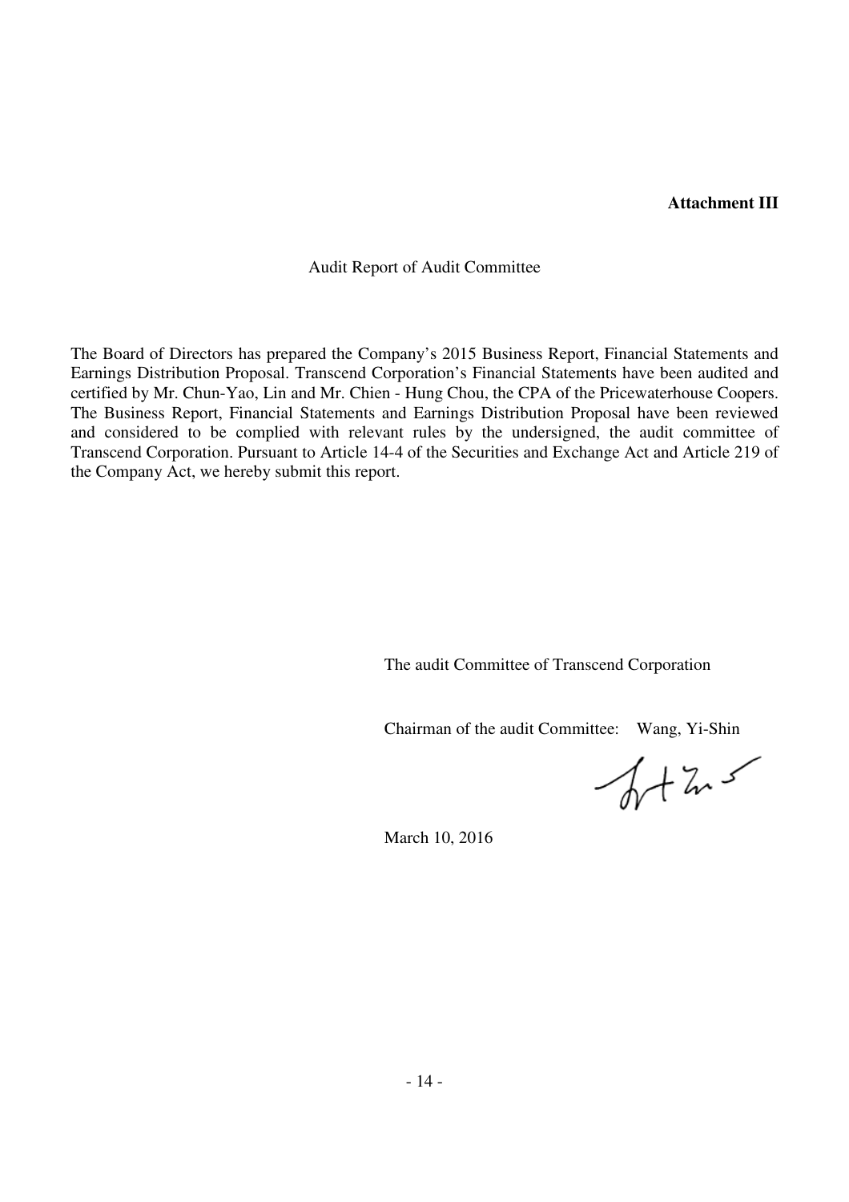**Attachment III**

Audit Report of Audit Committee

The Board of Directors has prepared the Company's 2015 Business Report, Financial Statements and Earnings Distribution Proposal. Transcend Corporation's Financial Statements have been audited and certified by Mr. Chun-Yao, Lin and Mr. Chien - Hung Chou, the CPA of the Pricewaterhouse Coopers. The Business Report, Financial Statements and Earnings Distribution Proposal have been reviewed and considered to be complied with relevant rules by the undersigned, the audit committee of Transcend Corporation. Pursuant to Article 14-4 of the Securities and Exchange Act and Article 219 of the Company Act, we hereby submit this report.

The audit Committee of Transcend Corporation

Chairman of the audit Committee: Wang, Yi-Shin

March 10, 2016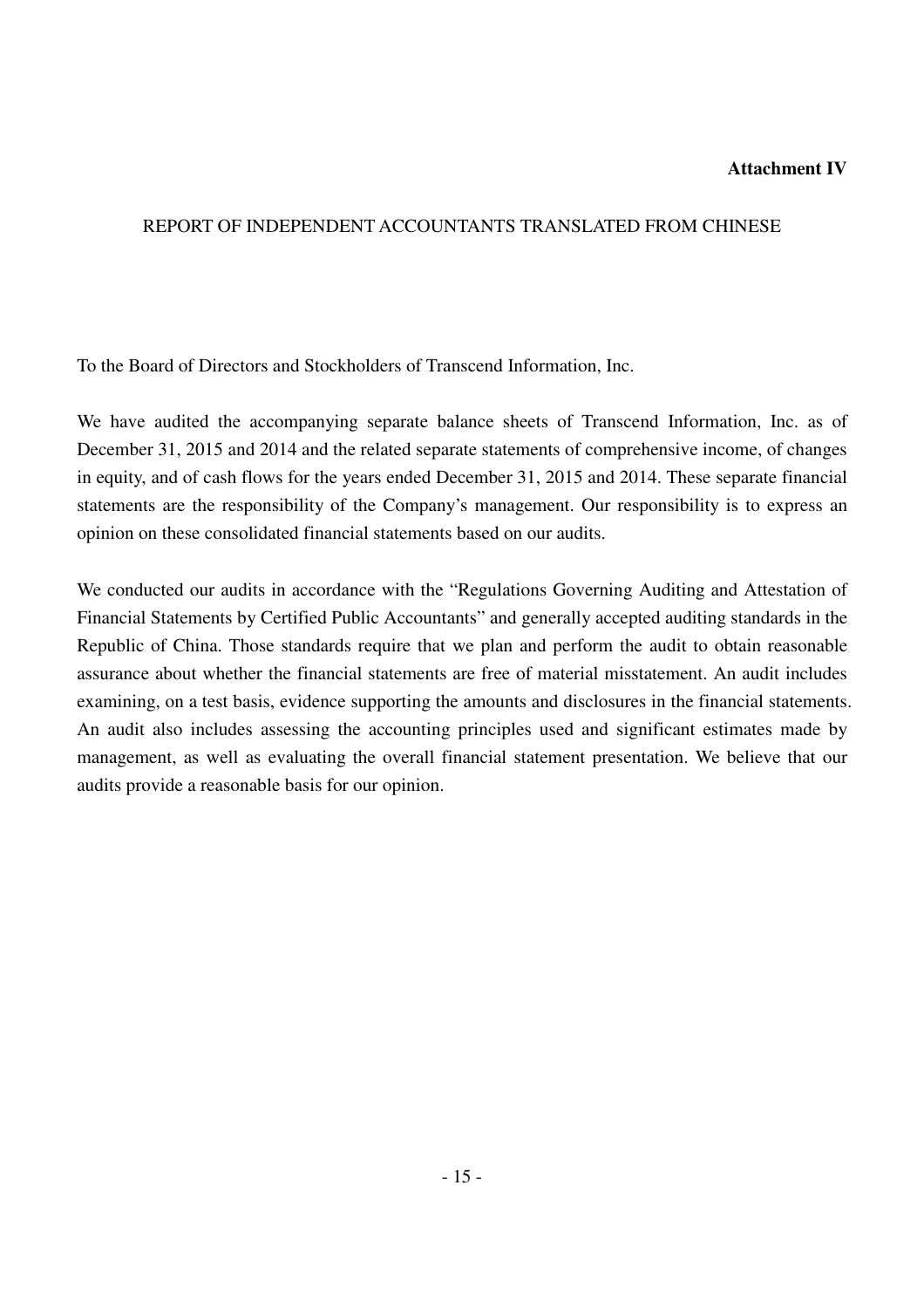**Attachment IV**

REPORT OF INDEPENDENT ACCOUNTANTS TRANSLATED FROM CHINESE

To the Board of Directors and Stockholders of Transcend Information, Inc.

We have audited the accompanying separate balance sheets of Transcend Information, Inc. as of December 31, 2015 and 2014 and the related separate statements of comprehensive income, of changes in equity, and of cash flows for the years ended December 31, 2015 and 2014. These separate financial statements are the responsibility of the Company's management. Our responsibility is to express an opinion on these consolidated financial statements based on our audits.

We conducted our audits in accordance with the "Regulations Governing Auditing and Attestation of Financial Statements by Certified Public Accountants" and generally accepted auditing standards in the Republic of China. Those standards require that we plan and perform the audit to obtain reasonable assurance about whether the financial statements are free of material misstatement. An audit includes examining, on a test basis, evidence supporting the amounts and disclosures in the financial statements. An audit also includes assessing the accounting principles used and significant estimates made by management, as well as evaluating the overall financial statement presentation. We believe that our audits provide a reasonable basis for our opinion.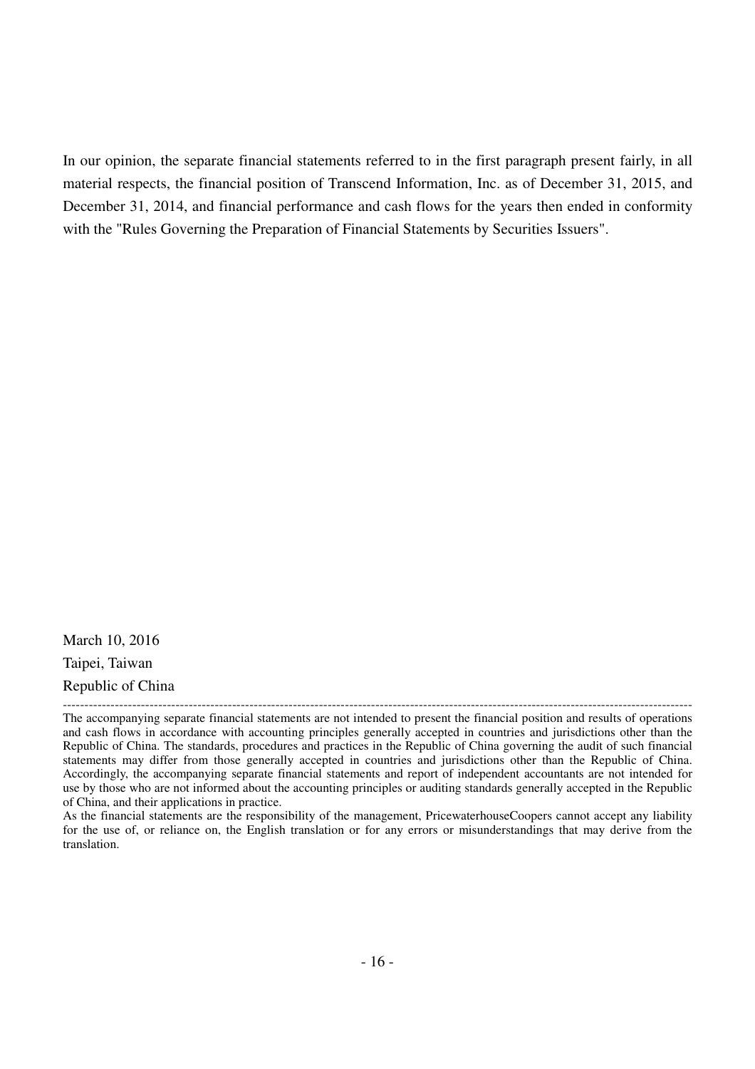In our opinion, the separate financial statements referred to in the first paragraph present fairly, in all material respects, the financial position of Transcend Information, Inc. as of December 31, 2015, and December 31, 2014, and financial performance and cash flows for the years then ended in conformity with the "Rules Governing the Preparation of Financial Statements by Securities Issuers".

March 10, 2016

Taipei, Taiwan

Republic of China

---

The accompanying separate financial statements are not intended to present the financial position and results of operations and cash flows in accordance with accounting principles generally accepted in countries and jurisdictions other than the Republic of China. The standards, procedures and practices in the Republic of China governing the audit of such financial statements may differ from those generally accepted in countries and jurisdictions other than the Republic of China. Accordingly, the accompanying separate financial statements and report of independent accountants are not intended for use by those who are not informed about the accounting principles or auditing standards generally accepted in the Republic of China, and their applications in practice.

As the financial statements are the responsibility of the management, PricewaterhouseCoopers cannot accept any liability for the use of, or reliance on, the English translation or for any errors or misunderstandings that may derive from the translation.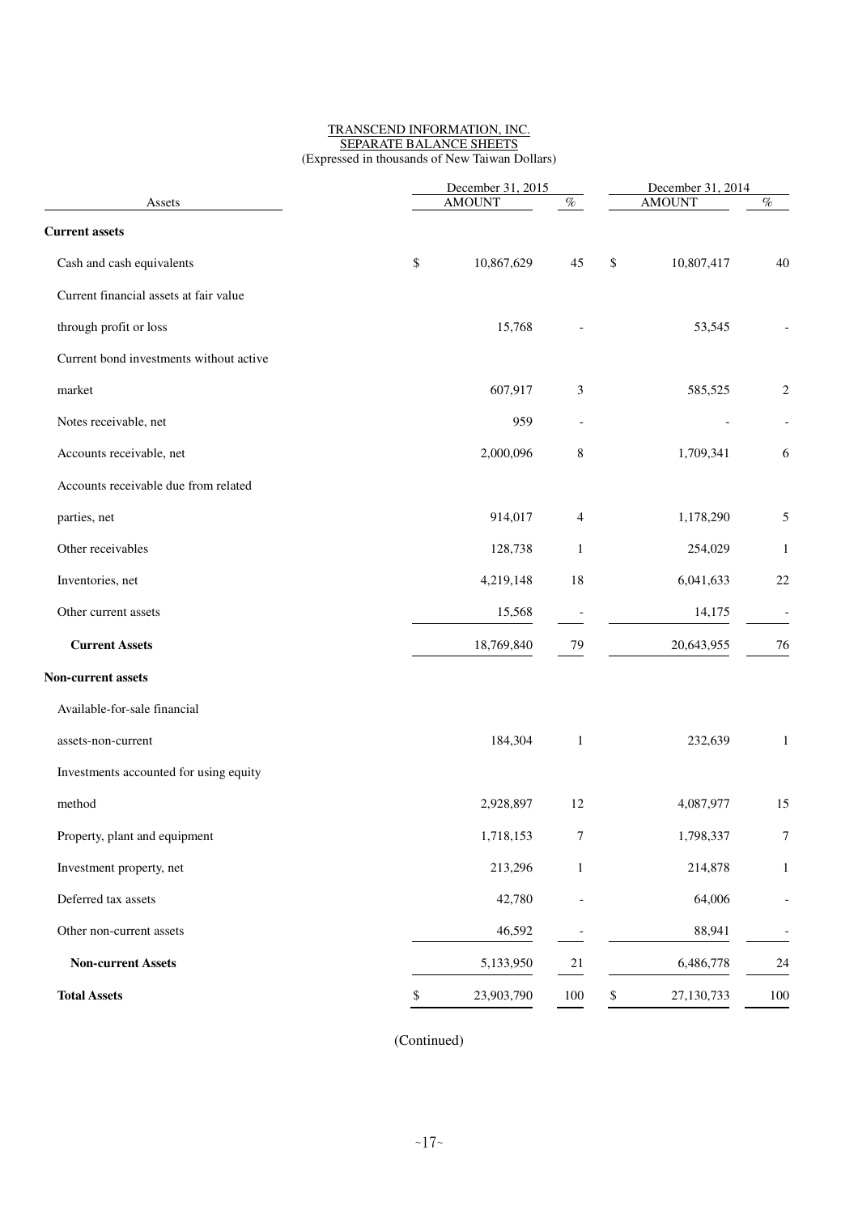TRANSCEND INFORMATION, INC.
SEPARATE BALANCE SHEETS
(Expressed in thousands of New Taiwan Dollars)

| Assets | December 31, 2015 AMOUNT | % | December 31, 2014 AMOUNT | % |
|---|---|---|---|---|
| **Current assets** | | | | |
| Cash and cash equivalents | $ 10,867,629 | 45 | $ 10,807,417 | 40 |
| Current financial assets at fair value through profit or loss | 15,768 | - | 53,545 | - |
| Current bond investments without active market | 607,917 | 3 | 585,525 | 2 |
| Notes receivable, net | 959 | - | - | - |
| Accounts receivable, net | 2,000,096 | 8 | 1,709,341 | 6 |
| Accounts receivable due from related parties, net | 914,017 | 4 | 1,178,290 | 5 |
| Other receivables | 128,738 | 1 | 254,029 | 1 |
| Inventories, net | 4,219,148 | 18 | 6,041,633 | 22 |
| Other current assets | 15,568 | - | 14,175 | - |
| **Current Assets** | 18,769,840 | 79 | 20,643,955 | 76 |
| **Non-current assets** | | | | |
| Available-for-sale financial assets-non-current | 184,304 | 1 | 232,639 | 1 |
| Investments accounted for using equity method | 2,928,897 | 12 | 4,087,977 | 15 |
| Property, plant and equipment | 1,718,153 | 7 | 1,798,337 | 7 |
| Investment property, net | 213,296 | 1 | 214,878 | 1 |
| Deferred tax assets | 42,780 | - | 64,006 | - |
| Other non-current assets | 46,592 | - | 88,941 | - |
| **Non-current Assets** | 5,133,950 | 21 | 6,486,778 | 24 |
| **Total Assets** | $ 23,903,790 | 100 | $ 27,130,733 | 100 |

(Continued)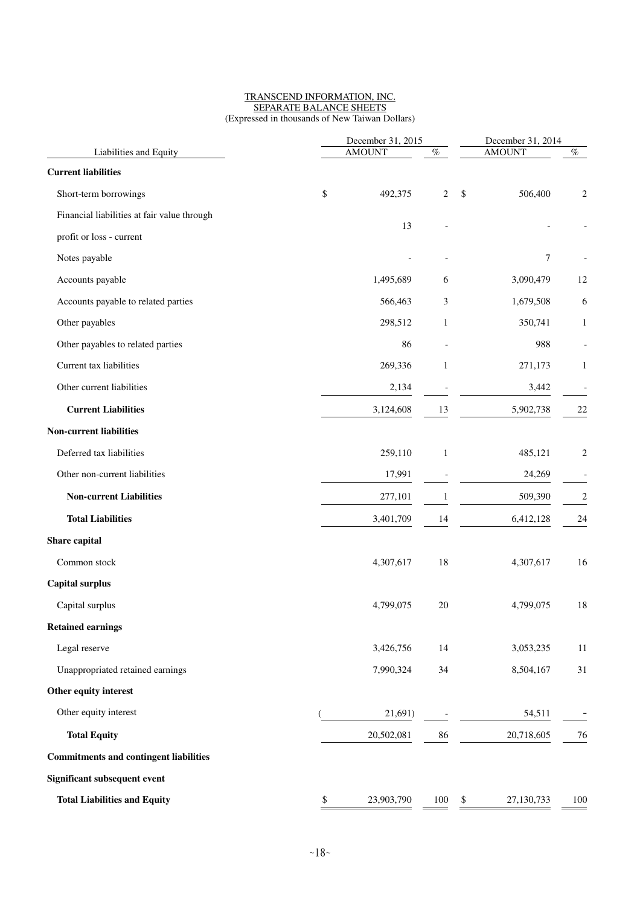TRANSCEND INFORMATION, INC.
SEPARATE BALANCE SHEETS
(Expressed in thousands of New Taiwan Dollars)

| Liabilities and Equity | December 31, 2015 AMOUNT | % | December 31, 2014 AMOUNT | % |
|---|---|---|---|---|
| **Current liabilities** | | | | |
| Short-term borrowings | $ 492,375 | 2 | $ 506,400 | 2 |
| Financial liabilities at fair value through profit or loss - current | 13 | - | - | - |
| Notes payable | - | - | 7 | - |
| Accounts payable | 1,495,689 | 6 | 3,090,479 | 12 |
| Accounts payable to related parties | 566,463 | 3 | 1,679,508 | 6 |
| Other payables | 298,512 | 1 | 350,741 | 1 |
| Other payables to related parties | 86 | - | 988 | - |
| Current tax liabilities | 269,336 | 1 | 271,173 | 1 |
| Other current liabilities | 2,134 | - | 3,442 | - |
| **Current Liabilities** | 3,124,608 | 13 | 5,902,738 | 22 |
| **Non-current liabilities** | | | | |
| Deferred tax liabilities | 259,110 | 1 | 485,121 | 2 |
| Other non-current liabilities | 17,991 | - | 24,269 | - |
| **Non-current Liabilities** | 277,101 | 1 | 509,390 | 2 |
| **Total Liabilities** | 3,401,709 | 14 | 6,412,128 | 24 |
| **Share capital** | | | | |
| Common stock | 4,307,617 | 18 | 4,307,617 | 16 |
| **Capital surplus** | | | | |
| Capital surplus | 4,799,075 | 20 | 4,799,075 | 18 |
| **Retained earnings** | | | | |
| Legal reserve | 3,426,756 | 14 | 3,053,235 | 11 |
| Unappropriated retained earnings | 7,990,324 | 34 | 8,504,167 | 31 |
| **Other equity interest** | | | | |
| Other equity interest | ( 21,691) | - | 54,511 | - |
| **Total Equity** | 20,502,081 | 86 | 20,718,605 | 76 |
| **Commitments and contingent liabilities** | | | | |
| **Significant subsequent event** | | | | |
| **Total Liabilities and Equity** | $ 23,903,790 | 100 | $ 27,130,733 | 100 |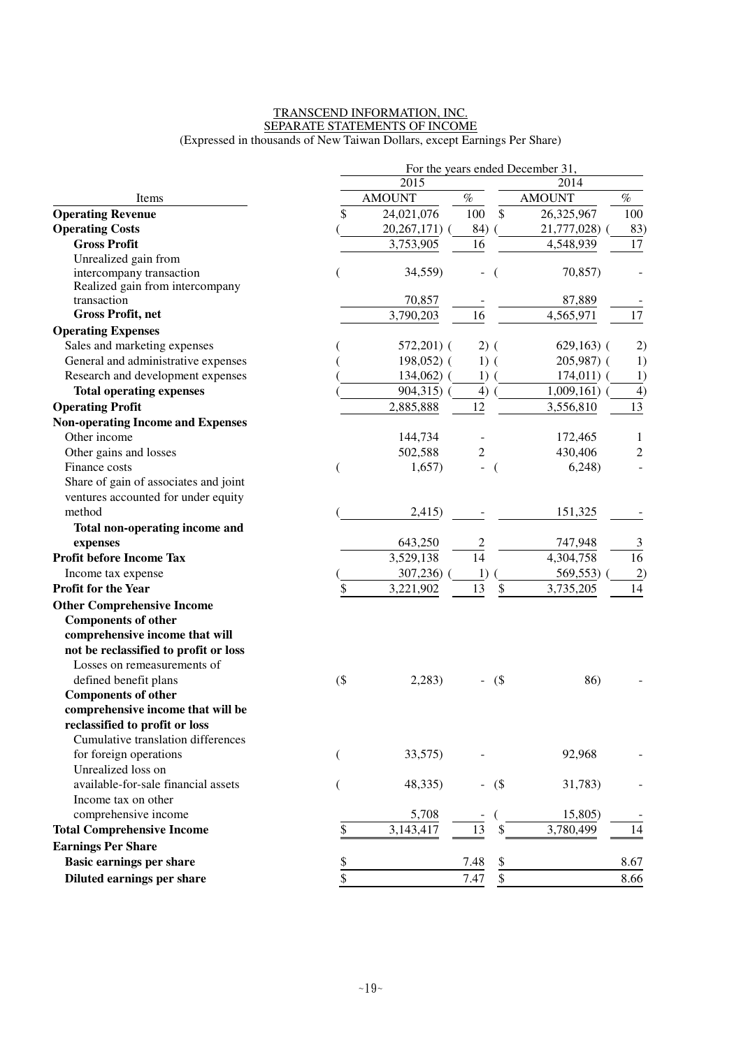TRANSCEND INFORMATION, INC.
SEPARATE STATEMENTS OF INCOME
(Expressed in thousands of New Taiwan Dollars, except Earnings Per Share)

| Items | 2015 AMOUNT | 2015 % | 2014 AMOUNT | 2014 % |
|---|---|---|---|---|
| **Operating Revenue** | $ 24,021,076 | 100 | $ 26,325,967 | 100 |
| **Operating Costs** | ( 20,267,171) | ( 84) | ( 21,777,028) | ( 83) |
| **Gross Profit** | 3,753,905 | 16 | 4,548,939 | 17 |
| Unrealized gain from intercompany transaction | ( 34,559) | - | ( 70,857) | - |
| Realized gain from intercompany transaction | 70,857 | - | 87,889 | - |
| **Gross Profit, net** | 3,790,203 | 16 | 4,565,971 | 17 |
| **Operating Expenses** | | | | |
| Sales and marketing expenses | ( 572,201) | ( 2) | ( 629,163) | ( 2) |
| General and administrative expenses | ( 198,052) | ( 1) | ( 205,987) | ( 1) |
| Research and development expenses | ( 134,062) | ( 1) | ( 174,011) | ( 1) |
| **Total operating expenses** | ( 904,315) | ( 4) | ( 1,009,161) | ( 4) |
| **Operating Profit** | 2,885,888 | 12 | 3,556,810 | 13 |
| **Non-operating Income and Expenses** | | | | |
| Other income | 144,734 | - | 172,465 | 1 |
| Other gains and losses | 502,588 | 2 | 430,406 | 2 |
| Finance costs | ( 1,657) | - | ( 6,248) | - |
| Share of gain of associates and joint ventures accounted for under equity method | ( 2,415) | - | 151,325 | - |
| **Total non-operating income and expenses** | 643,250 | 2 | 747,948 | 3 |
| **Profit before Income Tax** | 3,529,138 | 14 | 4,304,758 | 16 |
| Income tax expense | ( 307,236) | ( 1) | ( 569,553) | ( 2) |
| **Profit for the Year** | $ 3,221,902 | 13 | $ 3,735,205 | 14 |
| **Other Comprehensive Income** | | | | |
| **Components of other comprehensive income that will not be reclassified to profit or loss** | | | | |
| Losses on remeasurements of defined benefit plans | ($ 2,283) | - | ($ 86) | - |
| **Components of other comprehensive income that will be reclassified to profit or loss** | | | | |
| Cumulative translation differences for foreign operations | ( 33,575) | - | 92,968 | - |
| Unrealized loss on available-for-sale financial assets | ( 48,335) | - | ($ 31,783) | - |
| Income tax on other comprehensive income | 5,708 | - | ( 15,805) | - |
| **Total Comprehensive Income** | $ 3,143,417 | 13 | $ 3,780,499 | 14 |
| **Earnings Per Share** | | | | |
| **Basic earnings per share** | $ | 7.48 | $ | 8.67 |
| **Diluted earnings per share** | $ | 7.47 | $ | 8.66 |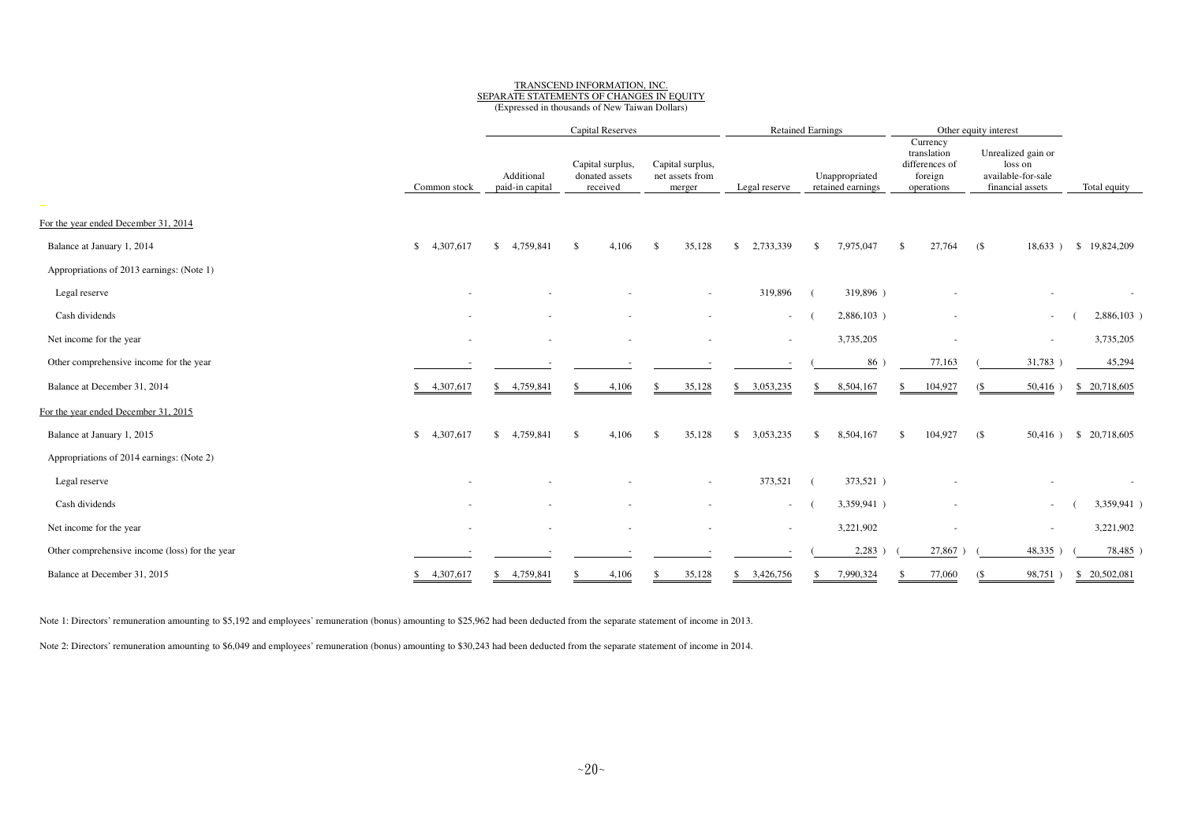TRANSCEND INFORMATION, INC.
SEPARATE STATEMENTS OF CHANGES IN EQUITY
(Expressed in thousands of New Taiwan Dollars)

| | Capital Reserves | | | | Retained Earnings | | Other equity interest | | |
|---|---|---|---|---|---|---|---|---|---|
| | Common stock | Additional paid-in capital | Capital surplus, donated assets received | Capital surplus, net assets from merger | Legal reserve | Unappropriated retained earnings | Currency translation differences of foreign operations | Unrealized gain or loss on available-for-sale financial assets | Total equity |
| For the year ended December 31, 2014 | | | | | | | | | |
| Balance at January 1, 2014 | $ 4,307,617 | $ 4,759,841 | $ 4,106 | $ 35,128 | $ 2,733,339 | $ 7,975,047 | $ 27,764 | ($ 18,633 ) | $ 19,824,209 |
| Appropriations of 2013 earnings: (Note 1) | | | | | | | | | |
| Legal reserve | - | - | - | - | 319,896 | ( 319,896 ) | - | - | - |
| Cash dividends | - | - | - | - | - | ( 2,886,103 ) | - | - | ( 2,886,103 ) |
| Net income for the year | - | - | - | - | - | 3,735,205 | - | - | 3,735,205 |
| Other comprehensive income for the year | - | - | - | - | - | ( 86 ) | 77,163 | ( 31,783 ) | 45,294 |
| Balance at December 31, 2014 | $ 4,307,617 | $ 4,759,841 | $ 4,106 | $ 35,128 | $ 3,053,235 | $ 8,504,167 | $ 104,927 | ($ 50,416 ) | $ 20,718,605 |
| For the year ended December 31, 2015 | | | | | | | | | |
| Balance at January 1, 2015 | $ 4,307,617 | $ 4,759,841 | $ 4,106 | $ 35,128 | $ 3,053,235 | $ 8,504,167 | $ 104,927 | ($ 50,416 ) | $ 20,718,605 |
| Appropriations of 2014 earnings: (Note 2) | | | | | | | | | |
| Legal reserve | - | - | - | - | 373,521 | ( 373,521 ) | - | - | - |
| Cash dividends | - | - | - | - | - | ( 3,359,941 ) | - | - | ( 3,359,941 ) |
| Net income for the year | - | - | - | - | - | 3,221,902 | - | - | 3,221,902 |
| Other comprehensive income (loss) for the year | - | - | - | - | - | ( 2,283 ) | ( 27,867 ) | ( 48,335 ) | ( 78,485 ) |
| Balance at December 31, 2015 | $ 4,307,617 | $ 4,759,841 | $ 4,106 | $ 35,128 | $ 3,426,756 | $ 7,990,324 | $ 77,060 | ($ 98,751 ) | $ 20,502,081 |

Note 1: Directors' remuneration amounting to $5,192 and employees' remuneration (bonus) amounting to $25,962 had been deducted from the separate statement of income in 2013.

Note 2: Directors' remuneration amounting to $6,049 and employees' remuneration (bonus) amounting to $30,243 had been deducted from the separate statement of income in 2014.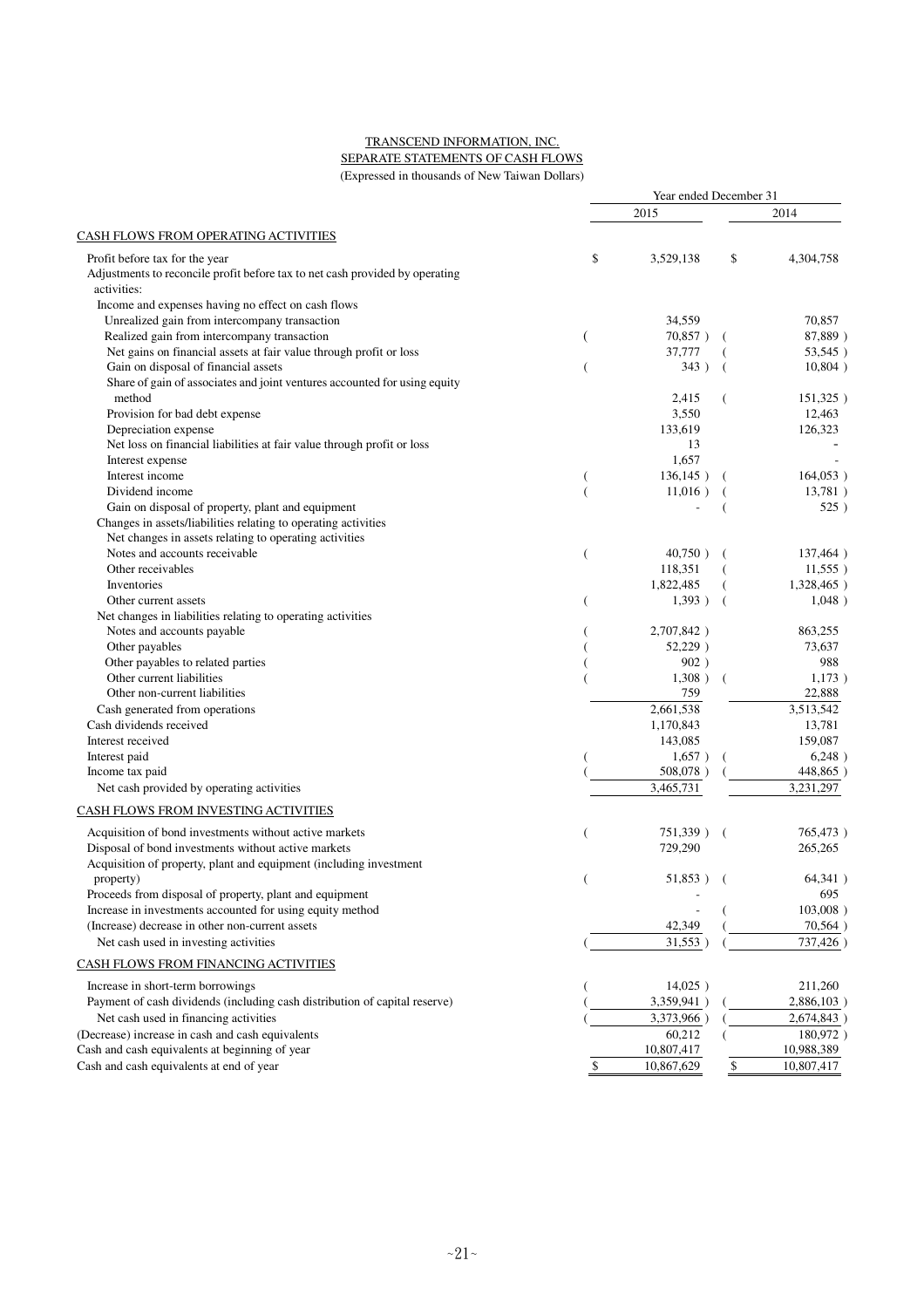TRANSCEND INFORMATION, INC.

SEPARATE STATEMENTS OF CASH FLOWS

(Expressed in thousands of New Taiwan Dollars)

| | Year ended December 31 | |
|---|---|---|
| | 2015 | 2014 |
| CASH FLOWS FROM OPERATING ACTIVITIES | | |
| Profit before tax for the year | $ 3,529,138 | $ 4,304,758 |
| Adjustments to reconcile profit before tax to net cash provided by operating activities: | | |
| Income and expenses having no effect on cash flows | | |
| Unrealized gain from intercompany transaction | 34,559 | 70,857 |
| Realized gain from intercompany transaction | ( 70,857 ) | ( 87,889 ) |
| Net gains on financial assets at fair value through profit or loss | 37,777 | ( 53,545 ) |
| Gain on disposal of financial assets | ( 343 ) | ( 10,804 ) |
| Share of gain of associates and joint ventures accounted for using equity method | 2,415 | ( 151,325 ) |
| Provision for bad debt expense | 3,550 | 12,463 |
| Depreciation expense | 133,619 | 126,323 |
| Net loss on financial liabilities at fair value through profit or loss | 13 | - |
| Interest expense | 1,657 | - |
| Interest income | ( 136,145 ) | ( 164,053 ) |
| Dividend income | ( 11,016 ) | ( 13,781 ) |
| Gain on disposal of property, plant and equipment | - | ( 525 ) |
| Changes in assets/liabilities relating to operating activities | | |
| Net changes in assets relating to operating activities | | |
| Notes and accounts receivable | ( 40,750 ) | ( 137,464 ) |
| Other receivables | 118,351 | ( 11,555 ) |
| Inventories | 1,822,485 | ( 1,328,465 ) |
| Other current assets | ( 1,393 ) | ( 1,048 ) |
| Net changes in liabilities relating to operating activities | | |
| Notes and accounts payable | ( 2,707,842 ) | 863,255 |
| Other payables | ( 52,229 ) | 73,637 |
| Other payables to related parties | ( 902 ) | 988 |
| Other current liabilities | ( 1,308 ) | ( 1,173 ) |
| Other non-current liabilities | 759 | 22,888 |
| Cash generated from operations | 2,661,538 | 3,513,542 |
| Cash dividends received | 1,170,843 | 13,781 |
| Interest received | 143,085 | 159,087 |
| Interest paid | ( 1,657 ) | ( 6,248 ) |
| Income tax paid | ( 508,078 ) | ( 448,865 ) |
| Net cash provided by operating activities | 3,465,731 | 3,231,297 |
| CASH FLOWS FROM INVESTING ACTIVITIES | | |
| Acquisition of bond investments without active markets | ( 751,339 ) | ( 765,473 ) |
| Disposal of bond investments without active markets | 729,290 | 265,265 |
| Acquisition of property, plant and equipment (including investment property) | ( 51,853 ) | ( 64,341 ) |
| Proceeds from disposal of property, plant and equipment | - | 695 |
| Increase in investments accounted for using equity method | - | ( 103,008 ) |
| (Increase) decrease in other non-current assets | 42,349 | ( 70,564 ) |
| Net cash used in investing activities | ( 31,553 ) | ( 737,426 ) |
| CASH FLOWS FROM FINANCING ACTIVITIES | | |
| Increase in short-term borrowings | ( 14,025 ) | 211,260 |
| Payment of cash dividends (including cash distribution of capital reserve) | ( 3,359,941 ) | ( 2,886,103 ) |
| Net cash used in financing activities | ( 3,373,966 ) | ( 2,674,843 ) |
| (Decrease) increase in cash and cash equivalents | 60,212 | ( 180,972 ) |
| Cash and cash equivalents at beginning of year | 10,807,417 | 10,988,389 |
| Cash and cash equivalents at end of year | $ 10,867,629 | $ 10,807,417 |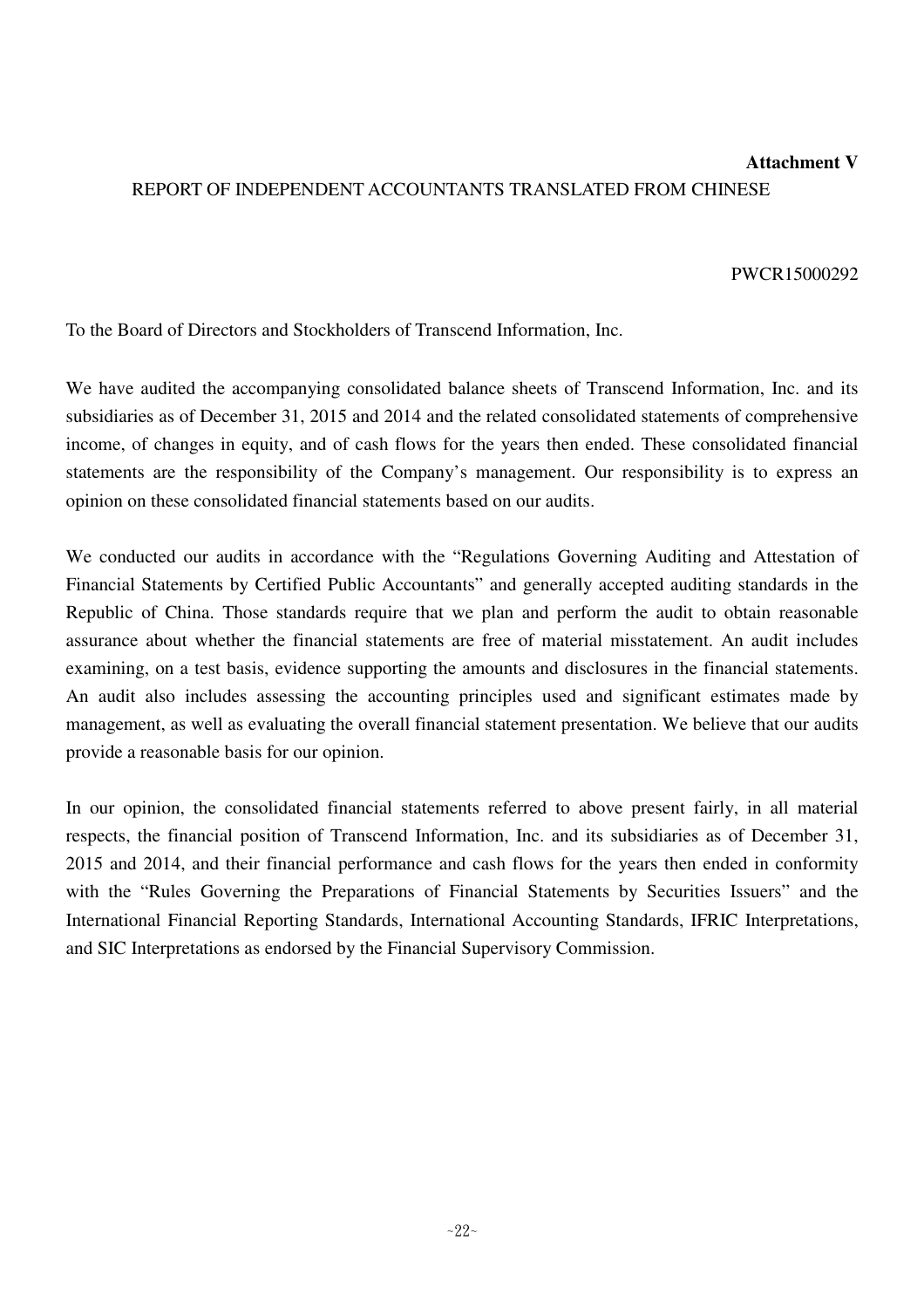**Attachment V**

REPORT OF INDEPENDENT ACCOUNTANTS TRANSLATED FROM CHINESE

PWCR15000292

To the Board of Directors and Stockholders of Transcend Information, Inc.

We have audited the accompanying consolidated balance sheets of Transcend Information, Inc. and its subsidiaries as of December 31, 2015 and 2014 and the related consolidated statements of comprehensive income, of changes in equity, and of cash flows for the years then ended. These consolidated financial statements are the responsibility of the Company's management. Our responsibility is to express an opinion on these consolidated financial statements based on our audits.

We conducted our audits in accordance with the "Regulations Governing Auditing and Attestation of Financial Statements by Certified Public Accountants" and generally accepted auditing standards in the Republic of China. Those standards require that we plan and perform the audit to obtain reasonable assurance about whether the financial statements are free of material misstatement. An audit includes examining, on a test basis, evidence supporting the amounts and disclosures in the financial statements. An audit also includes assessing the accounting principles used and significant estimates made by management, as well as evaluating the overall financial statement presentation. We believe that our audits provide a reasonable basis for our opinion.

In our opinion, the consolidated financial statements referred to above present fairly, in all material respects, the financial position of Transcend Information, Inc. and its subsidiaries as of December 31, 2015 and 2014, and their financial performance and cash flows for the years then ended in conformity with the "Rules Governing the Preparations of Financial Statements by Securities Issuers" and the International Financial Reporting Standards, International Accounting Standards, IFRIC Interpretations, and SIC Interpretations as endorsed by the Financial Supervisory Commission.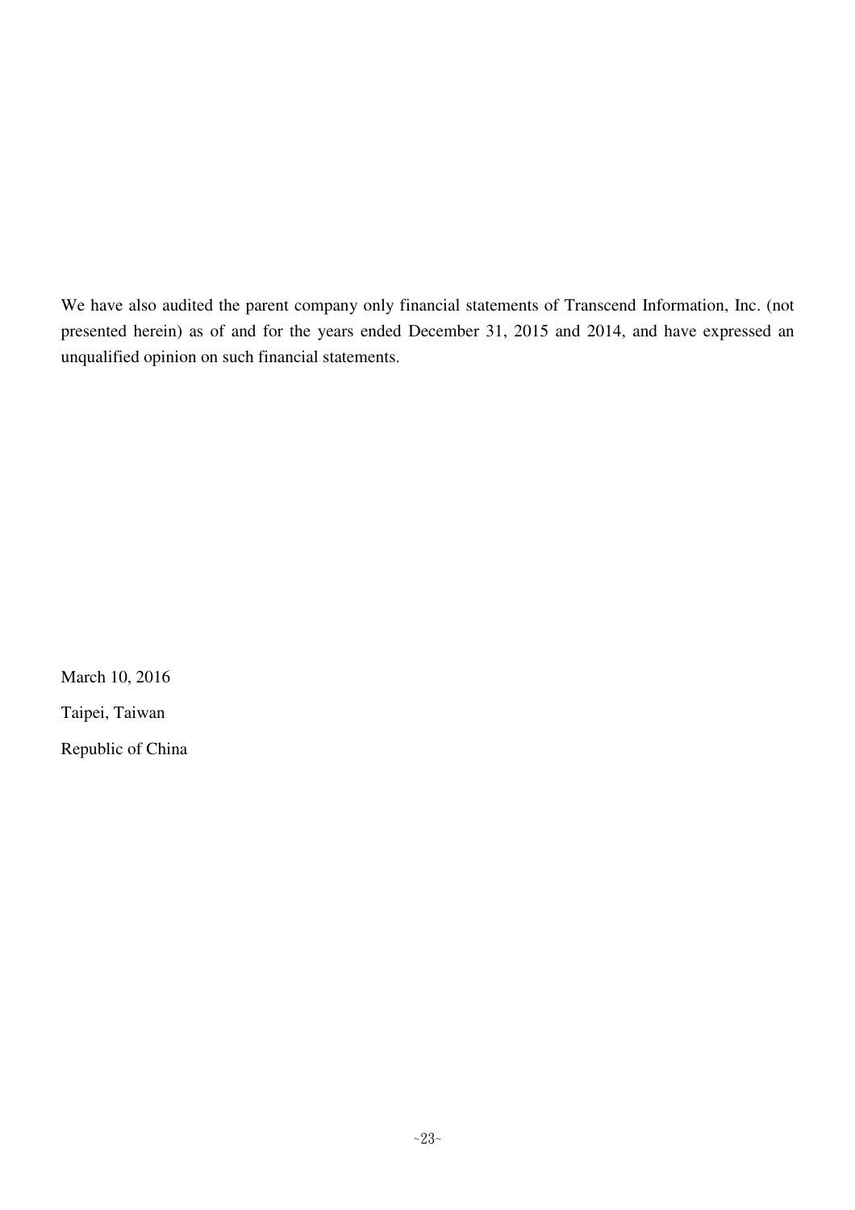We have also audited the parent company only financial statements of Transcend Information, Inc. (not presented herein) as of and for the years ended December 31, 2015 and 2014, and have expressed an unqualified opinion on such financial statements.

March 10, 2016

Taipei, Taiwan

Republic of China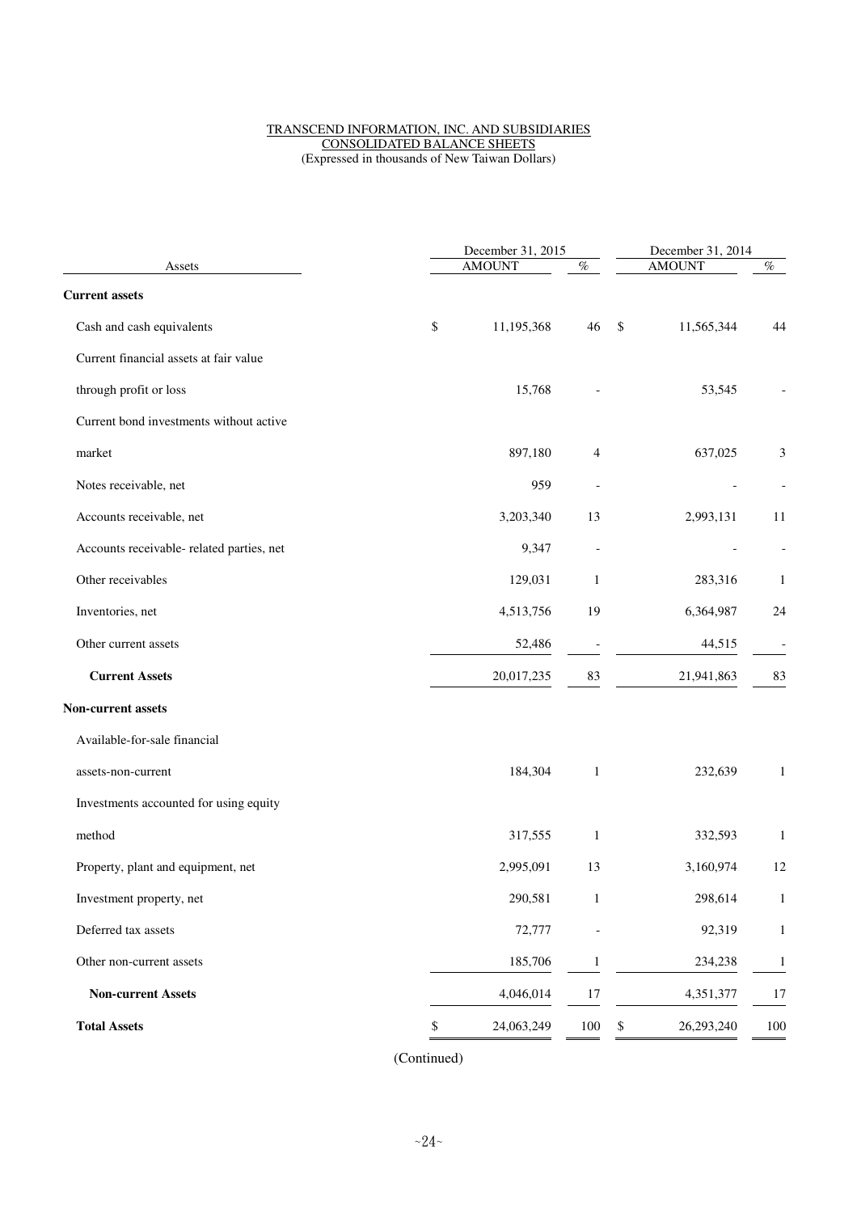TRANSCEND INFORMATION, INC. AND SUBSIDIARIES
CONSOLIDATED BALANCE SHEETS
(Expressed in thousands of New Taiwan Dollars)

| Assets | December 31, 2015 AMOUNT | % | December 31, 2014 AMOUNT | % |
|---|---|---|---|---|
| **Current assets** | | | | |
| Cash and cash equivalents | $ 11,195,368 | 46 | $ 11,565,344 | 44 |
| Current financial assets at fair value through profit or loss | 15,768 | - | 53,545 | - |
| Current bond investments without active market | 897,180 | 4 | 637,025 | 3 |
| Notes receivable, net | 959 | - | - | - |
| Accounts receivable, net | 3,203,340 | 13 | 2,993,131 | 11 |
| Accounts receivable- related parties, net | 9,347 | - | - | - |
| Other receivables | 129,031 | 1 | 283,316 | 1 |
| Inventories, net | 4,513,756 | 19 | 6,364,987 | 24 |
| Other current assets | 52,486 | - | 44,515 | - |
| **Current Assets** | 20,017,235 | 83 | 21,941,863 | 83 |
| **Non-current assets** | | | | |
| Available-for-sale financial assets-non-current | 184,304 | 1 | 232,639 | 1 |
| Investments accounted for using equity method | 317,555 | 1 | 332,593 | 1 |
| Property, plant and equipment, net | 2,995,091 | 13 | 3,160,974 | 12 |
| Investment property, net | 290,581 | 1 | 298,614 | 1 |
| Deferred tax assets | 72,777 | - | 92,319 | 1 |
| Other non-current assets | 185,706 | 1 | 234,238 | 1 |
| **Non-current Assets** | 4,046,014 | 17 | 4,351,377 | 17 |
| **Total Assets** | $ 24,063,249 | 100 | $ 26,293,240 | 100 |

(Continued)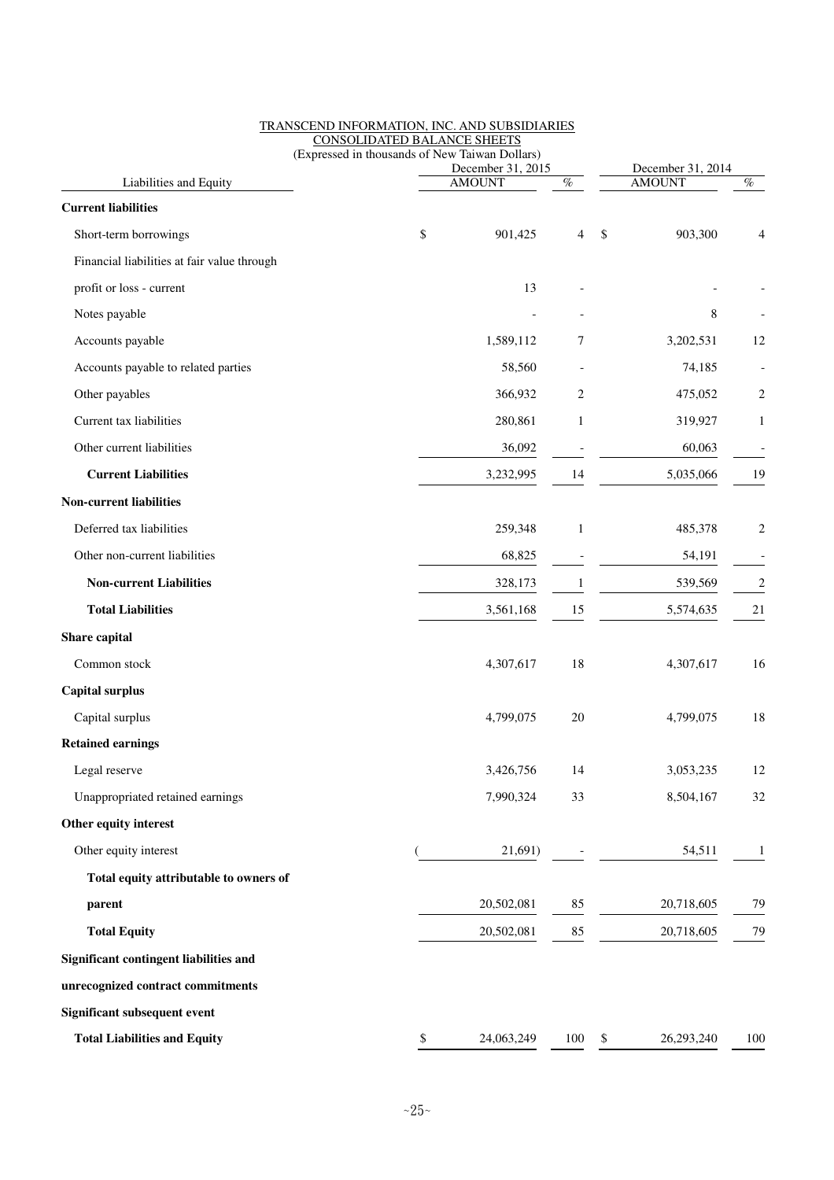TRANSCEND INFORMATION, INC. AND SUBSIDIARIES

CONSOLIDATED BALANCE SHEETS

(Expressed in thousands of New Taiwan Dollars)

| Liabilities and Equity | December 31, 2015 AMOUNT | % | December 31, 2014 AMOUNT | % |
|---|---|---|---|---|
| **Current liabilities** | | | | |
| Short-term borrowings | $ 901,425 | 4 | $ 903,300 | 4 |
| Financial liabilities at fair value through profit or loss - current | 13 | - | - | - |
| Notes payable | - | - | 8 | - |
| Accounts payable | 1,589,112 | 7 | 3,202,531 | 12 |
| Accounts payable to related parties | 58,560 | - | 74,185 | - |
| Other payables | 366,932 | 2 | 475,052 | 2 |
| Current tax liabilities | 280,861 | 1 | 319,927 | 1 |
| Other current liabilities | 36,092 | - | 60,063 | - |
| **Current Liabilities** | 3,232,995 | 14 | 5,035,066 | 19 |
| **Non-current liabilities** | | | | |
| Deferred tax liabilities | 259,348 | 1 | 485,378 | 2 |
| Other non-current liabilities | 68,825 | - | 54,191 | - |
| **Non-current Liabilities** | 328,173 | 1 | 539,569 | 2 |
| **Total Liabilities** | 3,561,168 | 15 | 5,574,635 | 21 |
| **Share capital** | | | | |
| Common stock | 4,307,617 | 18 | 4,307,617 | 16 |
| **Capital surplus** | | | | |
| Capital surplus | 4,799,075 | 20 | 4,799,075 | 18 |
| **Retained earnings** | | | | |
| Legal reserve | 3,426,756 | 14 | 3,053,235 | 12 |
| Unappropriated retained earnings | 7,990,324 | 33 | 8,504,167 | 32 |
| **Other equity interest** | | | | |
| Other equity interest | ( 21,691) | - | 54,511 | 1 |
| **Total equity attributable to owners of parent** | 20,502,081 | 85 | 20,718,605 | 79 |
| **Total Equity** | 20,502,081 | 85 | 20,718,605 | 79 |
| **Significant contingent liabilities and unrecognized contract commitments** | | | | |
| **Significant subsequent event** | | | | |
| **Total Liabilities and Equity** | $ 24,063,249 | 100 | $ 26,293,240 | 100 |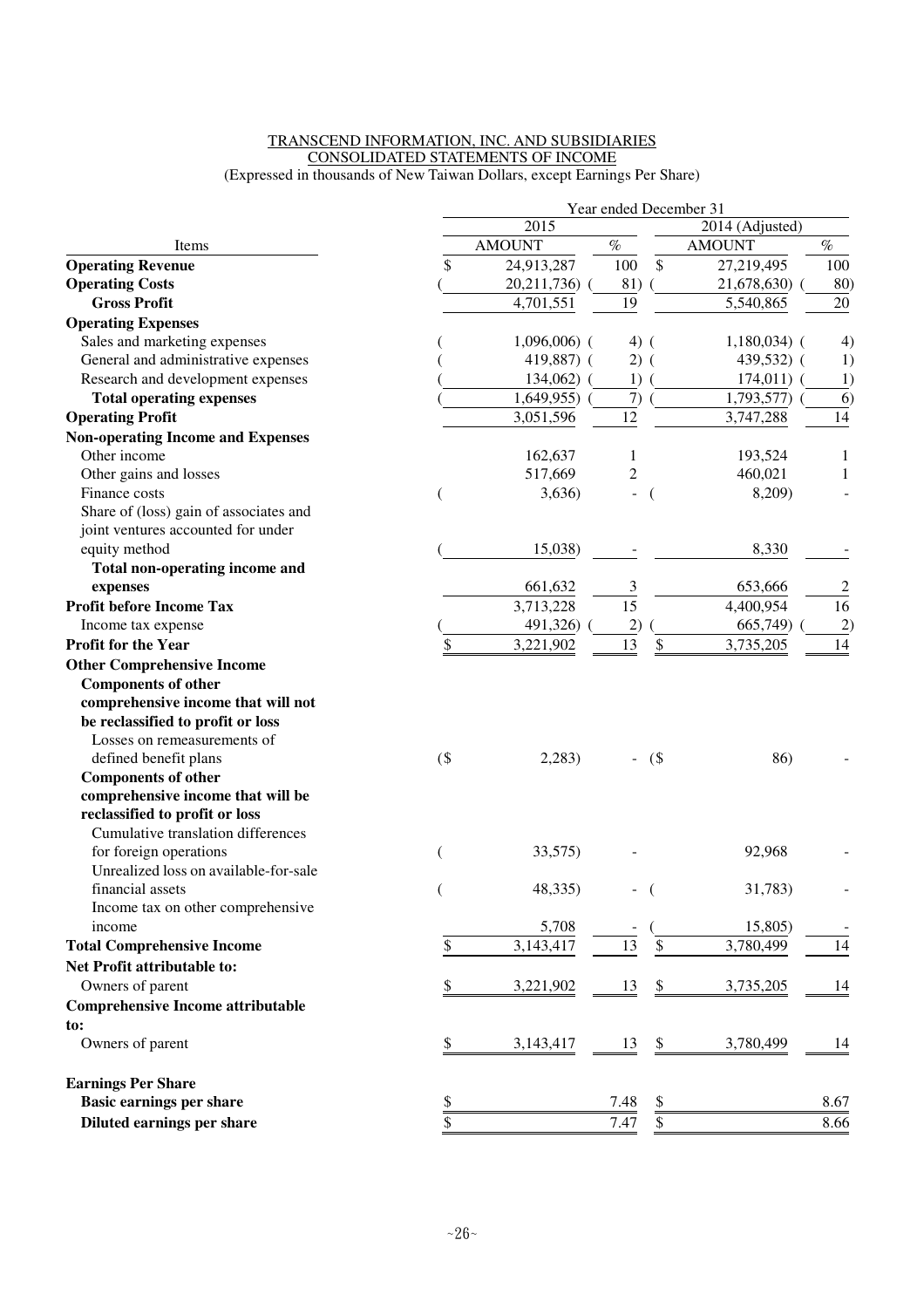TRANSCEND INFORMATION, INC. AND SUBSIDIARIES
CONSOLIDATED STATEMENTS OF INCOME
(Expressed in thousands of New Taiwan Dollars, except Earnings Per Share)

| Items | 2015 AMOUNT | 2015 % | 2014 (Adjusted) AMOUNT | 2014 (Adjusted) % |
|---|---|---|---|---|
| **Operating Revenue** | $ 24,913,287 | 100 | $ 27,219,495 | 100 |
| **Operating Costs** | ( 20,211,736) | ( 81) | ( 21,678,630) | ( 80) |
| **Gross Profit** | 4,701,551 | 19 | 5,540,865 | 20 |
| **Operating Expenses** | | | | |
| Sales and marketing expenses | ( 1,096,006) | ( 4) | ( 1,180,034) | ( 4) |
| General and administrative expenses | ( 419,887) | ( 2) | ( 439,532) | ( 1) |
| Research and development expenses | ( 134,062) | ( 1) | ( 174,011) | ( 1) |
| **Total operating expenses** | ( 1,649,955) | ( 7) | ( 1,793,577) | ( 6) |
| **Operating Profit** | 3,051,596 | 12 | 3,747,288 | 14 |
| **Non-operating Income and Expenses** | | | | |
| Other income | 162,637 | 1 | 193,524 | 1 |
| Other gains and losses | 517,669 | 2 | 460,021 | 1 |
| Finance costs | ( 3,636) | - | ( 8,209) | - |
| Share of (loss) gain of associates and joint ventures accounted for under equity method | ( 15,038) | - | 8,330 | - |
| **Total non-operating income and expenses** | 661,632 | 3 | 653,666 | 2 |
| **Profit before Income Tax** | 3,713,228 | 15 | 4,400,954 | 16 |
| Income tax expense | ( 491,326) | ( 2) | ( 665,749) | ( 2) |
| **Profit for the Year** | $ 3,221,902 | 13 | $ 3,735,205 | 14 |
| **Other Comprehensive Income** | | | | |
| **Components of other comprehensive income that will not be reclassified to profit or loss** | | | | |
| Losses on remeasurements of defined benefit plans | ($ 2,283) | - | ($ 86) | - |
| **Components of other comprehensive income that will be reclassified to profit or loss** | | | | |
| Cumulative translation differences for foreign operations | ( 33,575) | - | 92,968 | - |
| Unrealized loss on available-for-sale financial assets | ( 48,335) | - | ( 31,783) | - |
| Income tax on other comprehensive income | 5,708 | - | ( 15,805) | - |
| **Total Comprehensive Income** | $ 3,143,417 | 13 | $ 3,780,499 | 14 |
| **Net Profit attributable to:** | | | | |
| Owners of parent | $ 3,221,902 | 13 | $ 3,735,205 | 14 |
| **Comprehensive Income attributable to:** | | | | |
| Owners of parent | $ 3,143,417 | 13 | $ 3,780,499 | 14 |
| **Earnings Per Share** | | | | |
| **Basic earnings per share** | $ | 7.48 | $ | 8.67 |
| **Diluted earnings per share** | $ | 7.47 | $ | 8.66 |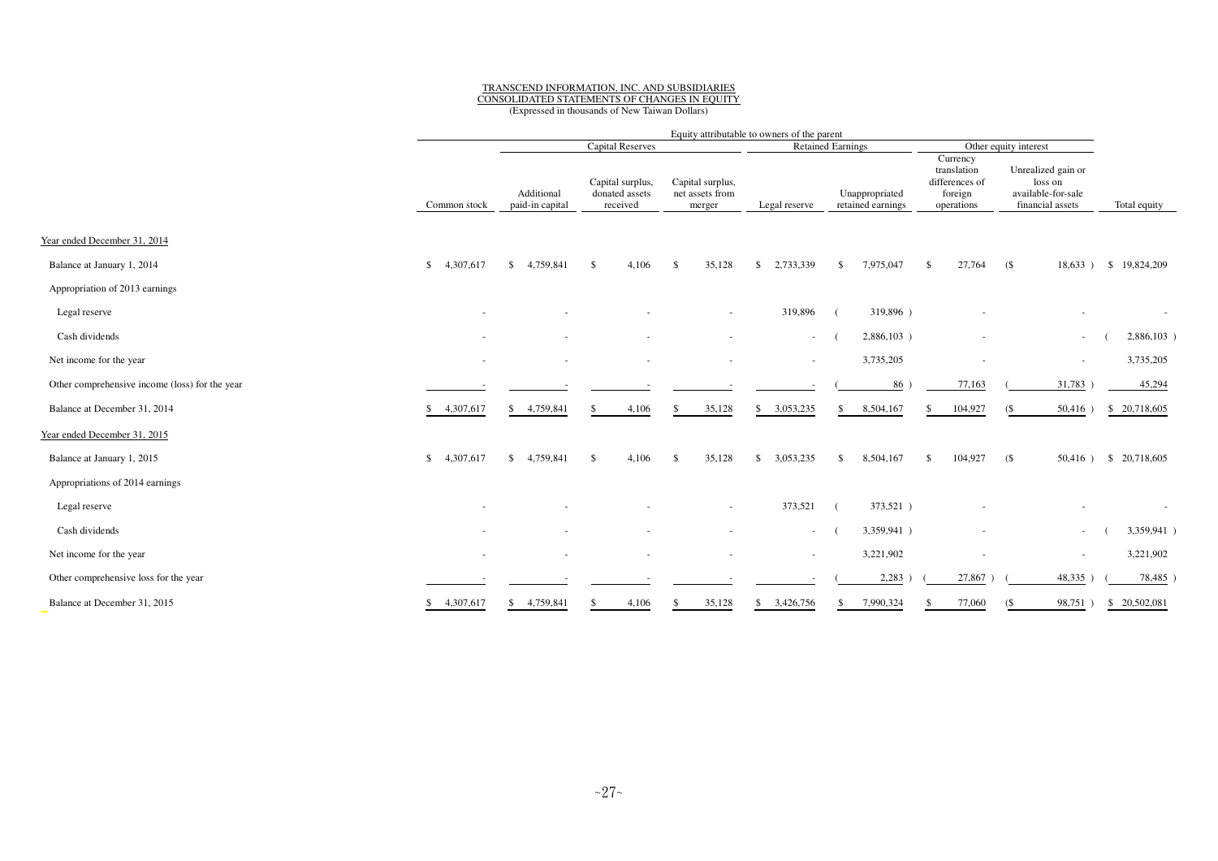TRANSCEND INFORMATION, INC. AND SUBSIDIARIES
CONSOLIDATED STATEMENTS OF CHANGES IN EQUITY
(Expressed in thousands of New Taiwan Dollars)

| | Equity attributable to owners of the parent | | | | | | | | |
|---|---|---|---|---|---|---|---|---|---|
| | | Capital Reserves | | | Retained Earnings | | Other equity interest | | |
| | Common stock | Additional paid-in capital | Capital surplus, donated assets received | Capital surplus, net assets from merger | Legal reserve | Unappropriated retained earnings | Currency translation differences of foreign operations | Unrealized gain or loss on available-for-sale financial assets | Total equity |
| Year ended December 31, 2014 | | | | | | | | | |
| Balance at January 1, 2014 | $ 4,307,617 | $ 4,759,841 | $ 4,106 | $ 35,128 | $ 2,733,339 | $ 7,975,047 | $ 27,764 | ($ 18,633 ) | $ 19,824,209 |
| Appropriation of 2013 earnings | | | | | | | | | |
| Legal reserve | - | - | - | - | 319,896 | ( 319,896 ) | - | - | - |
| Cash dividends | - | - | - | - | - | ( 2,886,103 ) | - | - | ( 2,886,103 ) |
| Net income for the year | - | - | - | - | - | 3,735,205 | - | - | 3,735,205 |
| Other comprehensive income (loss) for the year | - | - | - | - | - | ( 86 ) | 77,163 | ( 31,783 ) | 45,294 |
| Balance at December 31, 2014 | $ 4,307,617 | $ 4,759,841 | $ 4,106 | $ 35,128 | $ 3,053,235 | $ 8,504,167 | $ 104,927 | ($ 50,416 ) | $ 20,718,605 |
| Year ended December 31, 2015 | | | | | | | | | |
| Balance at January 1, 2015 | $ 4,307,617 | $ 4,759,841 | $ 4,106 | $ 35,128 | $ 3,053,235 | $ 8,504,167 | $ 104,927 | ($ 50,416 ) | $ 20,718,605 |
| Appropriations of 2014 earnings | | | | | | | | | |
| Legal reserve | - | - | - | - | 373,521 | ( 373,521 ) | - | - | - |
| Cash dividends | - | - | - | - | - | ( 3,359,941 ) | - | - | ( 3,359,941 ) |
| Net income for the year | - | - | - | - | - | 3,221,902 | - | - | 3,221,902 |
| Other comprehensive loss for the year | - | - | - | - | - | ( 2,283 ) | ( 27,867 ) | ( 48,335 ) | ( 78,485 ) |
| Balance at December 31, 2015 | $ 4,307,617 | $ 4,759,841 | $ 4,106 | $ 35,128 | $ 3,426,756 | $ 7,990,324 | $ 77,060 | ($ 98,751 ) | $ 20,502,081 |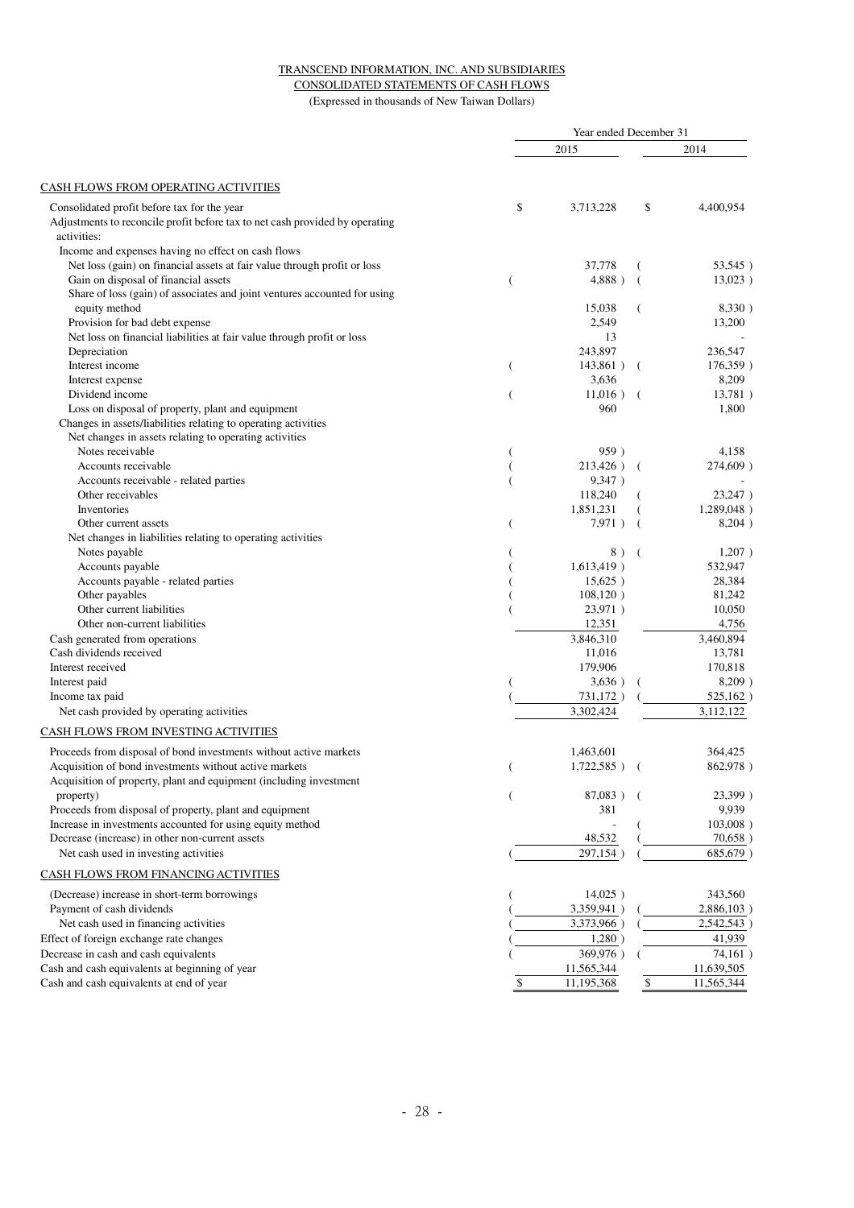TRANSCEND INFORMATION, INC. AND SUBSIDIARIES

CONSOLIDATED STATEMENTS OF CASH FLOWS

(Expressed in thousands of New Taiwan Dollars)

| | Year ended December 31 2015 | Year ended December 31 2014 |
|---|---|---|
| CASH FLOWS FROM OPERATING ACTIVITIES | | |
| Consolidated profit before tax for the year | $ 3,713,228 | $ 4,400,954 |
| Adjustments to reconcile profit before tax to net cash provided by operating activities: | | |
| Income and expenses having no effect on cash flows | | |
| Net loss (gain) on financial assets at fair value through profit or loss | 37,778 | ( 53,545 ) |
| Gain on disposal of financial assets | ( 4,888 ) | ( 13,023 ) |
| Share of loss (gain) of associates and joint ventures accounted for using equity method | 15,038 | ( 8,330 ) |
| Provision for bad debt expense | 2,549 | 13,200 |
| Net loss on financial liabilities at fair value through profit or loss | 13 | - |
| Depreciation | 243,897 | 236,547 |
| Interest income | ( 143,861 ) | ( 176,359 ) |
| Interest expense | 3,636 | 8,209 |
| Dividend income | ( 11,016 ) | ( 13,781 ) |
| Loss on disposal of property, plant and equipment | 960 | 1,800 |
| Changes in assets/liabilities relating to operating activities | | |
| Net changes in assets relating to operating activities | | |
| Notes receivable | ( 959 ) | 4,158 |
| Accounts receivable | ( 213,426 ) | ( 274,609 ) |
| Accounts receivable - related parties | ( 9,347 ) | - |
| Other receivables | 118,240 | ( 23,247 ) |
| Inventories | 1,851,231 | ( 1,289,048 ) |
| Other current assets | ( 7,971 ) | ( 8,204 ) |
| Net changes in liabilities relating to operating activities | | |
| Notes payable | ( 8 ) | ( 1,207 ) |
| Accounts payable | ( 1,613,419 ) | 532,947 |
| Accounts payable - related parties | ( 15,625 ) | 28,384 |
| Other payables | ( 108,120 ) | 81,242 |
| Other current liabilities | ( 23,971 ) | 10,050 |
| Other non-current liabilities | 12,351 | 4,756 |
| Cash generated from operations | 3,846,310 | 3,460,894 |
| Cash dividends received | 11,016 | 13,781 |
| Interest received | 179,906 | 170,818 |
| Interest paid | ( 3,636 ) | ( 8,209 ) |
| Income tax paid | ( 731,172 ) | ( 525,162 ) |
| Net cash provided by operating activities | 3,302,424 | 3,112,122 |
| CASH FLOWS FROM INVESTING ACTIVITIES | | |
| Proceeds from disposal of bond investments without active markets | 1,463,601 | 364,425 |
| Acquisition of bond investments without active markets | ( 1,722,585 ) | ( 862,978 ) |
| Acquisition of property, plant and equipment (including investment property) | ( 87,083 ) | ( 23,399 ) |
| Proceeds from disposal of property, plant and equipment | 381 | 9,939 |
| Increase in investments accounted for using equity method | - | ( 103,008 ) |
| Decrease (increase) in other non-current assets | 48,532 | ( 70,658 ) |
| Net cash used in investing activities | ( 297,154 ) | ( 685,679 ) |
| CASH FLOWS FROM FINANCING ACTIVITIES | | |
| (Decrease) increase in short-term borrowings | ( 14,025 ) | 343,560 |
| Payment of cash dividends | ( 3,359,941 ) | ( 2,886,103 ) |
| Net cash used in financing activities | ( 3,373,966 ) | ( 2,542,543 ) |
| Effect of foreign exchange rate changes | ( 1,280 ) | 41,939 |
| Decrease in cash and cash equivalents | ( 369,976 ) | ( 74,161 ) |
| Cash and cash equivalents at beginning of year | 11,565,344 | 11,639,505 |
| Cash and cash equivalents at end of year | $ 11,195,368 | $ 11,565,344 |